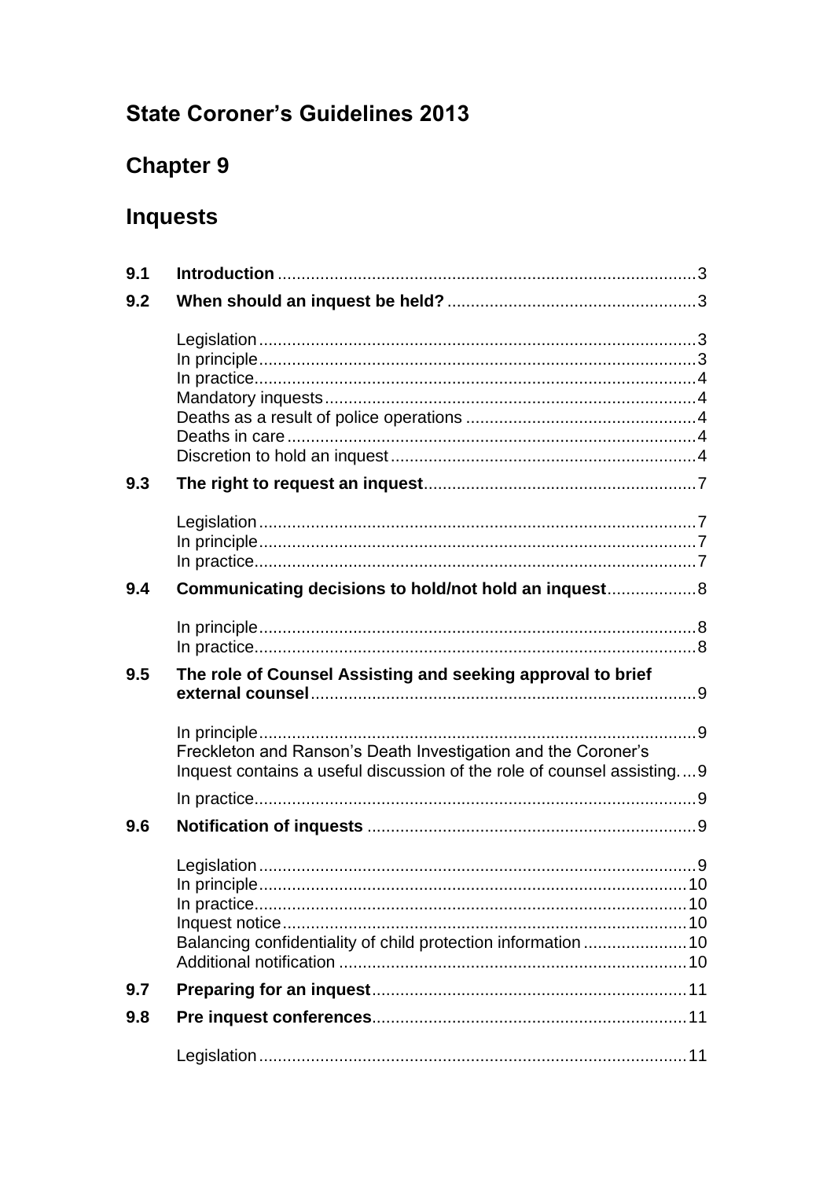# State Coroner's Guidelines 2013

## Chapter 9

## Inquests

| | | |
|---|---|---|
| **9.1** | **Introduction** | 3 |
| **9.2** | **When should an inquest be held?** | 3 |
| | Legislation | 3 |
| | In principle | 3 |
| | In practice | 4 |
| | Mandatory inquests | 4 |
| | Deaths as a result of police operations | 4 |
| | Deaths in care | 4 |
| | Discretion to hold an inquest | 4 |
| **9.3** | **The right to request an inquest** | 7 |
| | Legislation | 7 |
| | In principle | 7 |
| | In practice | 7 |
| **9.4** | **Communicating decisions to hold/not hold an inquest** | 8 |
| | In principle | 8 |
| | In practice | 8 |
| **9.5** | **The role of Counsel Assisting and seeking approval to brief external counsel** | 9 |
| | In principle | 9 |
| | Freckleton and Ranson's Death Investigation and the Coroner's Inquest contains a useful discussion of the role of counsel assisting | 9 |
| | In practice | 9 |
| **9.6** | **Notification of inquests** | 9 |
| | Legislation | 9 |
| | In principle | 10 |
| | In practice | 10 |
| | Inquest notice | 10 |
| | Balancing confidentiality of child protection information | 10 |
| | Additional notification | 10 |
| **9.7** | **Preparing for an inquest** | 11 |
| **9.8** | **Pre inquest conferences** | 11 |
| | Legislation | 11 |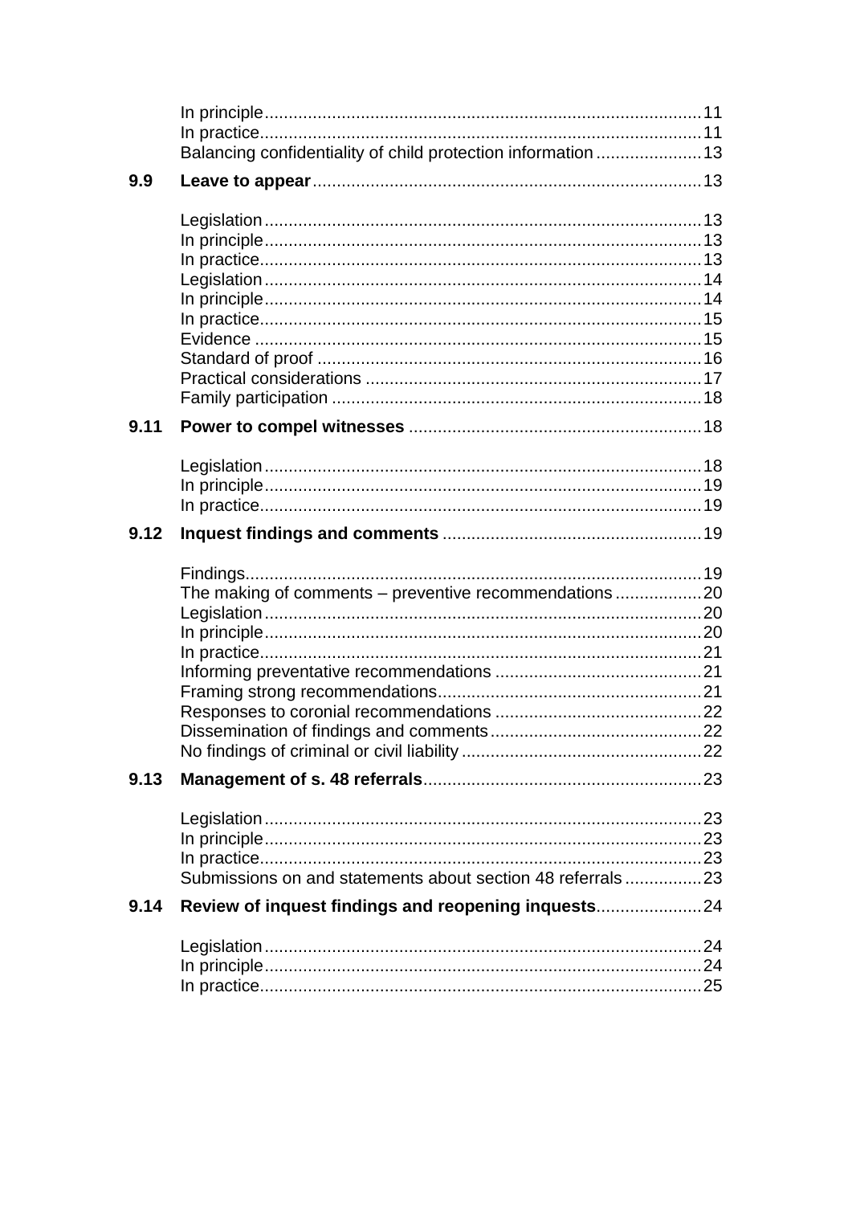In principle ... 11
In practice ... 11
Balancing confidentiality of child protection information ... 13

**9.9 Leave to appear** ... 13

Legislation ... 13
In principle ... 13
In practice ... 13
Legislation ... 14
In principle ... 14
In practice ... 15
Evidence ... 15
Standard of proof ... 16
Practical considerations ... 17
Family participation ... 18

**9.11 Power to compel witnesses** ... 18

Legislation ... 18
In principle ... 19
In practice ... 19

**9.12 Inquest findings and comments** ... 19

Findings ... 19
The making of comments – preventive recommendations ... 20
Legislation ... 20
In principle ... 20
In practice ... 21
Informing preventative recommendations ... 21
Framing strong recommendations ... 21
Responses to coronial recommendations ... 22
Dissemination of findings and comments ... 22
No findings of criminal or civil liability ... 22

**9.13 Management of s. 48 referrals** ... 23

Legislation ... 23
In principle ... 23
In practice ... 23
Submissions on and statements about section 48 referrals ... 23

**9.14 Review of inquest findings and reopening inquests** ... 24

Legislation ... 24
In principle ... 24
In practice ... 25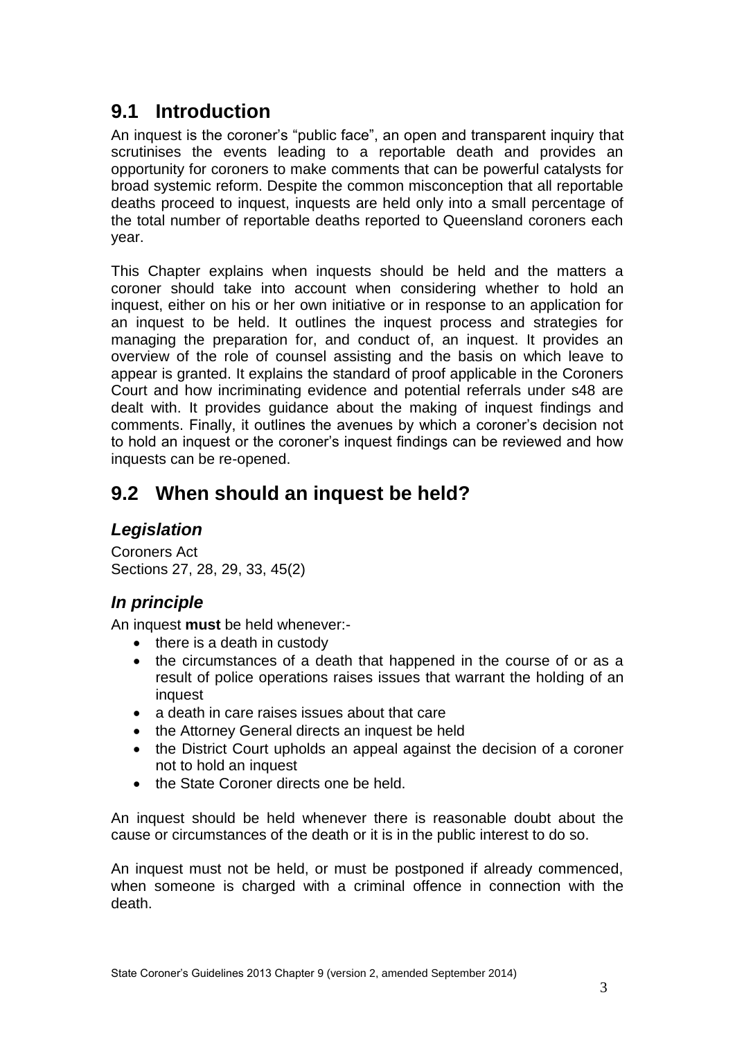## 9.1 Introduction

An inquest is the coroner's "public face", an open and transparent inquiry that scrutinises the events leading to a reportable death and provides an opportunity for coroners to make comments that can be powerful catalysts for broad systemic reform. Despite the common misconception that all reportable deaths proceed to inquest, inquests are held only into a small percentage of the total number of reportable deaths reported to Queensland coroners each year.

This Chapter explains when inquests should be held and the matters a coroner should take into account when considering whether to hold an inquest, either on his or her own initiative or in response to an application for an inquest to be held. It outlines the inquest process and strategies for managing the preparation for, and conduct of, an inquest. It provides an overview of the role of counsel assisting and the basis on which leave to appear is granted. It explains the standard of proof applicable in the Coroners Court and how incriminating evidence and potential referrals under s48 are dealt with. It provides guidance about the making of inquest findings and comments. Finally, it outlines the avenues by which a coroner's decision not to hold an inquest or the coroner's inquest findings can be reviewed and how inquests can be re-opened.

## 9.2 When should an inquest be held?

### *Legislation*

Coroners Act
Sections 27, 28, 29, 33, 45(2)

### *In principle*

An inquest **must** be held whenever:-

- there is a death in custody
- the circumstances of a death that happened in the course of or as a result of police operations raises issues that warrant the holding of an inquest
- a death in care raises issues about that care
- the Attorney General directs an inquest be held
- the District Court upholds an appeal against the decision of a coroner not to hold an inquest
- the State Coroner directs one be held.

An inquest should be held whenever there is reasonable doubt about the cause or circumstances of the death or it is in the public interest to do so.

An inquest must not be held, or must be postponed if already commenced, when someone is charged with a criminal offence in connection with the death.

State Coroner's Guidelines 2013 Chapter 9 (version 2, amended September 2014)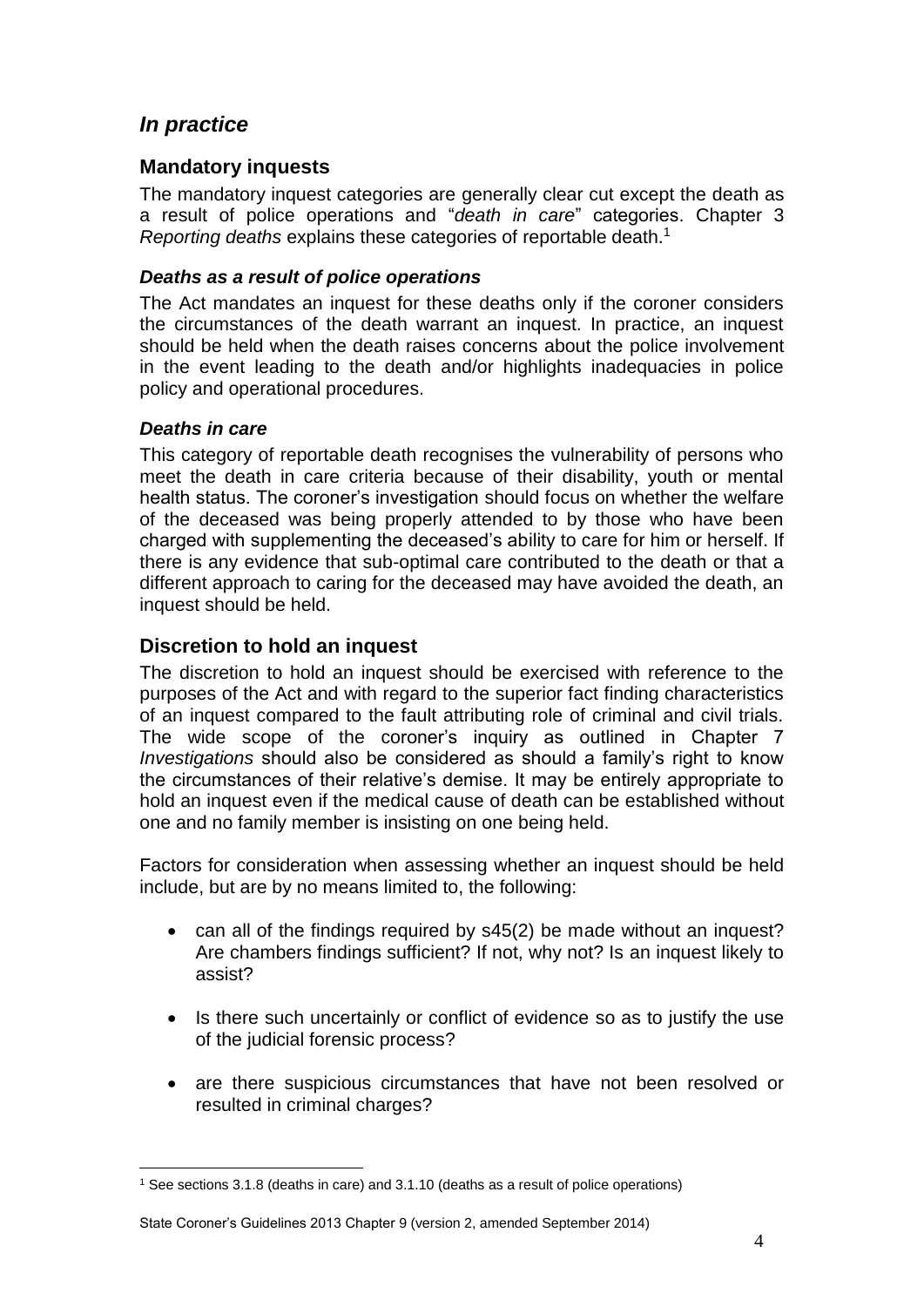## *In practice*

### Mandatory inquests

The mandatory inquest categories are generally clear cut except the death as a result of police operations and "*death in care*" categories. Chapter 3 *Reporting deaths* explains these categories of reportable death.[1]

#### *Deaths as a result of police operations*

The Act mandates an inquest for these deaths only if the coroner considers the circumstances of the death warrant an inquest. In practice, an inquest should be held when the death raises concerns about the police involvement in the event leading to the death and/or highlights inadequacies in police policy and operational procedures.

#### *Deaths in care*

This category of reportable death recognises the vulnerability of persons who meet the death in care criteria because of their disability, youth or mental health status. The coroner's investigation should focus on whether the welfare of the deceased was being properly attended to by those who have been charged with supplementing the deceased's ability to care for him or herself. If there is any evidence that sub-optimal care contributed to the death or that a different approach to caring for the deceased may have avoided the death, an inquest should be held.

### Discretion to hold an inquest

The discretion to hold an inquest should be exercised with reference to the purposes of the Act and with regard to the superior fact finding characteristics of an inquest compared to the fault attributing role of criminal and civil trials. The wide scope of the coroner's inquiry as outlined in Chapter 7 *Investigations* should also be considered as should a family's right to know the circumstances of their relative's demise. It may be entirely appropriate to hold an inquest even if the medical cause of death can be established without one and no family member is insisting on one being held.

Factors for consideration when assessing whether an inquest should be held include, but are by no means limited to, the following:

- can all of the findings required by s45(2) be made without an inquest? Are chambers findings sufficient? If not, why not? Is an inquest likely to assist?
- Is there such uncertainly or conflict of evidence so as to justify the use of the judicial forensic process?
- are there suspicious circumstances that have not been resolved or resulted in criminal charges?

[1] See sections 3.1.8 (deaths in care) and 3.1.10 (deaths as a result of police operations)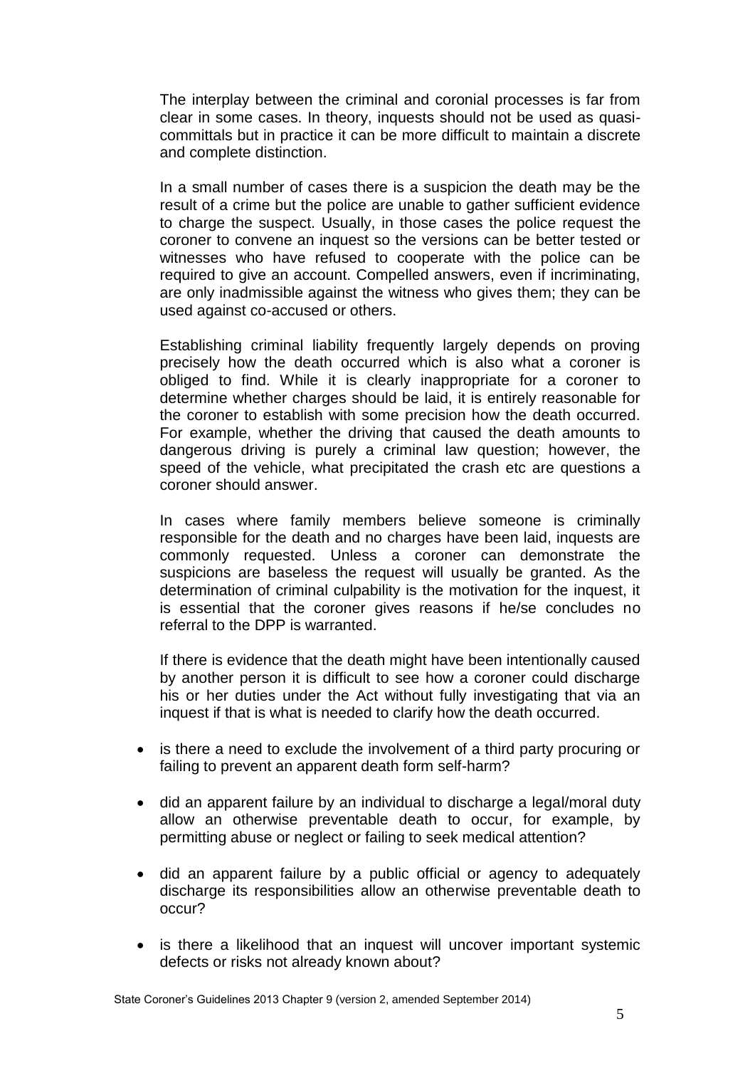The interplay between the criminal and coronial processes is far from clear in some cases. In theory, inquests should not be used as quasi-committals but in practice it can be more difficult to maintain a discrete and complete distinction.

In a small number of cases there is a suspicion the death may be the result of a crime but the police are unable to gather sufficient evidence to charge the suspect. Usually, in those cases the police request the coroner to convene an inquest so the versions can be better tested or witnesses who have refused to cooperate with the police can be required to give an account. Compelled answers, even if incriminating, are only inadmissible against the witness who gives them; they can be used against co-accused or others.

Establishing criminal liability frequently largely depends on proving precisely how the death occurred which is also what a coroner is obliged to find. While it is clearly inappropriate for a coroner to determine whether charges should be laid, it is entirely reasonable for the coroner to establish with some precision how the death occurred. For example, whether the driving that caused the death amounts to dangerous driving is purely a criminal law question; however, the speed of the vehicle, what precipitated the crash etc are questions a coroner should answer.

In cases where family members believe someone is criminally responsible for the death and no charges have been laid, inquests are commonly requested. Unless a coroner can demonstrate the suspicions are baseless the request will usually be granted. As the determination of criminal culpability is the motivation for the inquest, it is essential that the coroner gives reasons if he/se concludes no referral to the DPP is warranted.

If there is evidence that the death might have been intentionally caused by another person it is difficult to see how a coroner could discharge his or her duties under the Act without fully investigating that via an inquest if that is what is needed to clarify how the death occurred.

- is there a need to exclude the involvement of a third party procuring or failing to prevent an apparent death form self-harm?
- did an apparent failure by an individual to discharge a legal/moral duty allow an otherwise preventable death to occur, for example, by permitting abuse or neglect or failing to seek medical attention?
- did an apparent failure by a public official or agency to adequately discharge its responsibilities allow an otherwise preventable death to occur?
- is there a likelihood that an inquest will uncover important systemic defects or risks not already known about?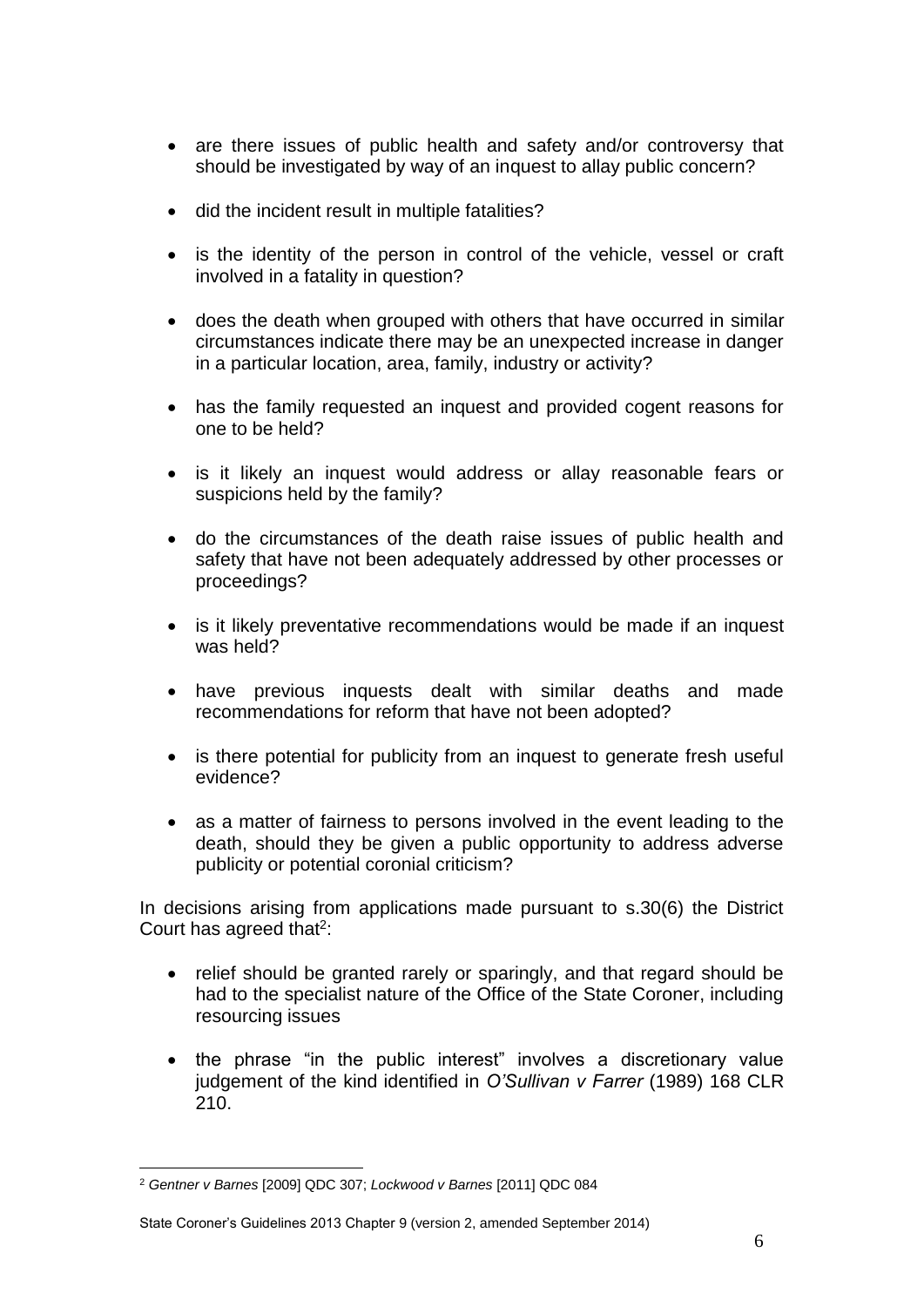- are there issues of public health and safety and/or controversy that should be investigated by way of an inquest to allay public concern?

- did the incident result in multiple fatalities?

- is the identity of the person in control of the vehicle, vessel or craft involved in a fatality in question?

- does the death when grouped with others that have occurred in similar circumstances indicate there may be an unexpected increase in danger in a particular location, area, family, industry or activity?

- has the family requested an inquest and provided cogent reasons for one to be held?

- is it likely an inquest would address or allay reasonable fears or suspicions held by the family?

- do the circumstances of the death raise issues of public health and safety that have not been adequately addressed by other processes or proceedings?

- is it likely preventative recommendations would be made if an inquest was held?

- have previous inquests dealt with similar deaths and made recommendations for reform that have not been adopted?

- is there potential for publicity from an inquest to generate fresh useful evidence?

- as a matter of fairness to persons involved in the event leading to the death, should they be given a public opportunity to address adverse publicity or potential coronial criticism?

In decisions arising from applications made pursuant to s.30(6) the District Court has agreed that[2]:

- relief should be granted rarely or sparingly, and that regard should be had to the specialist nature of the Office of the State Coroner, including resourcing issues

- the phrase "in the public interest" involves a discretionary value judgement of the kind identified in *O'Sullivan v Farrer* (1989) 168 CLR 210.

[2] *Gentner v Barnes* [2009] QDC 307; *Lockwood v Barnes* [2011] QDC 084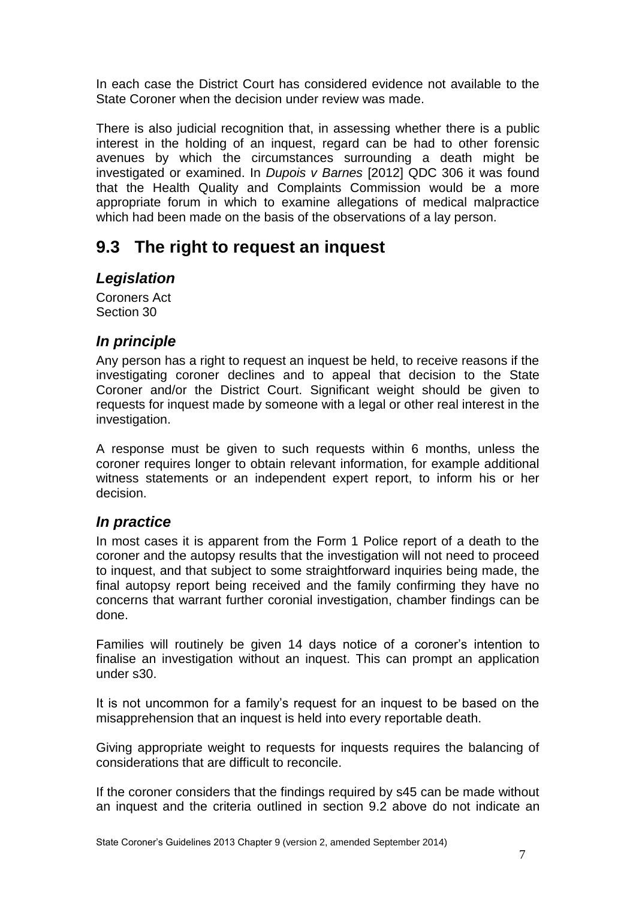In each case the District Court has considered evidence not available to the State Coroner when the decision under review was made.

There is also judicial recognition that, in assessing whether there is a public interest in the holding of an inquest, regard can be had to other forensic avenues by which the circumstances surrounding a death might be investigated or examined. In *Dupois v Barnes* [2012] QDC 306 it was found that the Health Quality and Complaints Commission would be a more appropriate forum in which to examine allegations of medical malpractice which had been made on the basis of the observations of a lay person.

## 9.3 The right to request an inquest

### *Legislation*

Coroners Act
Section 30

### *In principle*

Any person has a right to request an inquest be held, to receive reasons if the investigating coroner declines and to appeal that decision to the State Coroner and/or the District Court. Significant weight should be given to requests for inquest made by someone with a legal or other real interest in the investigation.

A response must be given to such requests within 6 months, unless the coroner requires longer to obtain relevant information, for example additional witness statements or an independent expert report, to inform his or her decision.

### *In practice*

In most cases it is apparent from the Form 1 Police report of a death to the coroner and the autopsy results that the investigation will not need to proceed to inquest, and that subject to some straightforward inquiries being made, the final autopsy report being received and the family confirming they have no concerns that warrant further coronial investigation, chamber findings can be done.

Families will routinely be given 14 days notice of a coroner's intention to finalise an investigation without an inquest. This can prompt an application under s30.

It is not uncommon for a family's request for an inquest to be based on the misapprehension that an inquest is held into every reportable death.

Giving appropriate weight to requests for inquests requires the balancing of considerations that are difficult to reconcile.

If the coroner considers that the findings required by s45 can be made without an inquest and the criteria outlined in section 9.2 above do not indicate an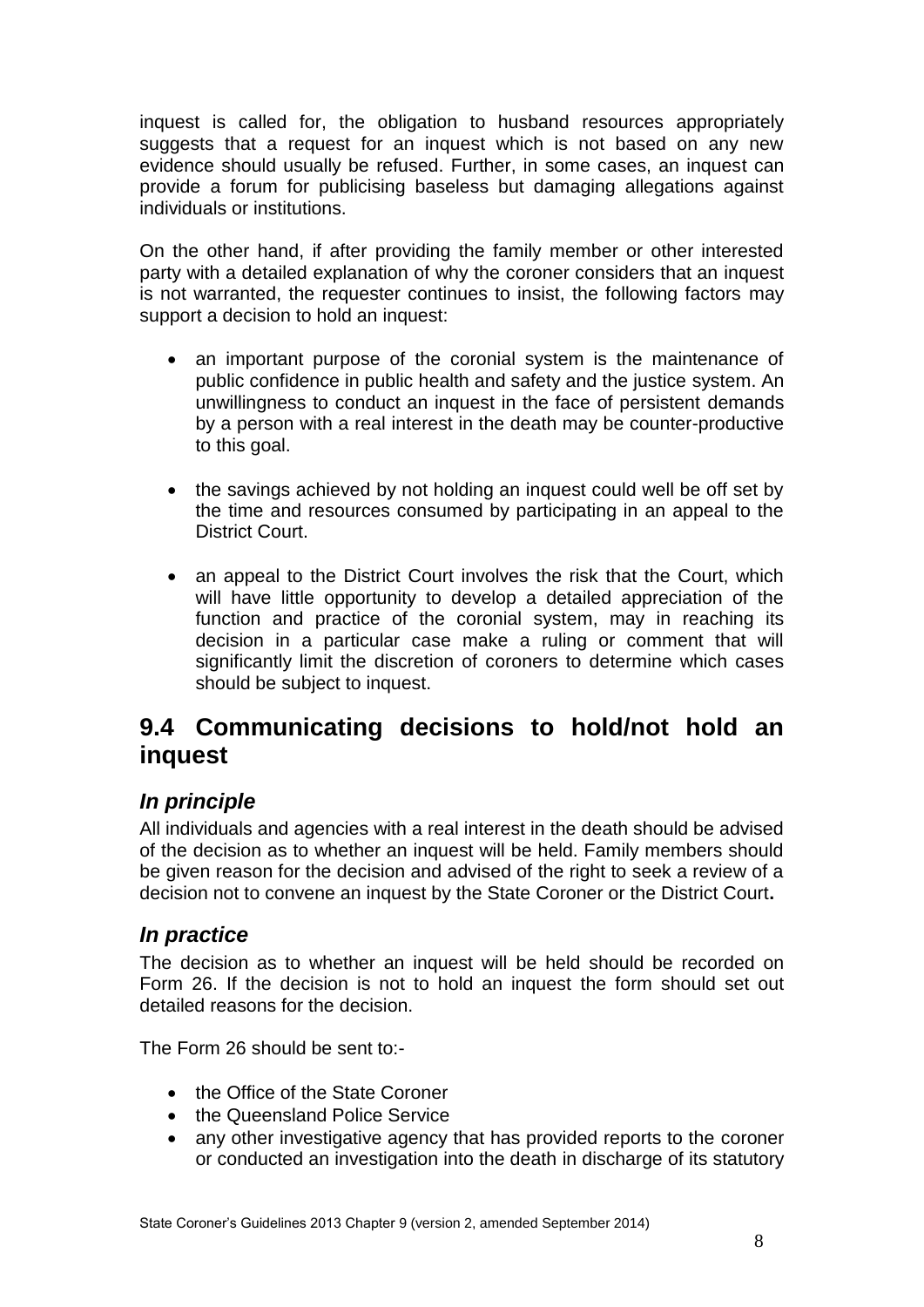inquest is called for, the obligation to husband resources appropriately suggests that a request for an inquest which is not based on any new evidence should usually be refused. Further, in some cases, an inquest can provide a forum for publicising baseless but damaging allegations against individuals or institutions.

On the other hand, if after providing the family member or other interested party with a detailed explanation of why the coroner considers that an inquest is not warranted, the requester continues to insist, the following factors may support a decision to hold an inquest:

- an important purpose of the coronial system is the maintenance of public confidence in public health and safety and the justice system. An unwillingness to conduct an inquest in the face of persistent demands by a person with a real interest in the death may be counter-productive to this goal.
- the savings achieved by not holding an inquest could well be off set by the time and resources consumed by participating in an appeal to the District Court.
- an appeal to the District Court involves the risk that the Court, which will have little opportunity to develop a detailed appreciation of the function and practice of the coronial system, may in reaching its decision in a particular case make a ruling or comment that will significantly limit the discretion of coroners to determine which cases should be subject to inquest.

## 9.4 Communicating decisions to hold/not hold an inquest

### *In principle*

All individuals and agencies with a real interest in the death should be advised of the decision as to whether an inquest will be held. Family members should be given reason for the decision and advised of the right to seek a review of a decision not to convene an inquest by the State Coroner or the District Court**.**

### *In practice*

The decision as to whether an inquest will be held should be recorded on Form 26. If the decision is not to hold an inquest the form should set out detailed reasons for the decision.

The Form 26 should be sent to:-

- the Office of the State Coroner
- the Queensland Police Service
- any other investigative agency that has provided reports to the coroner or conducted an investigation into the death in discharge of its statutory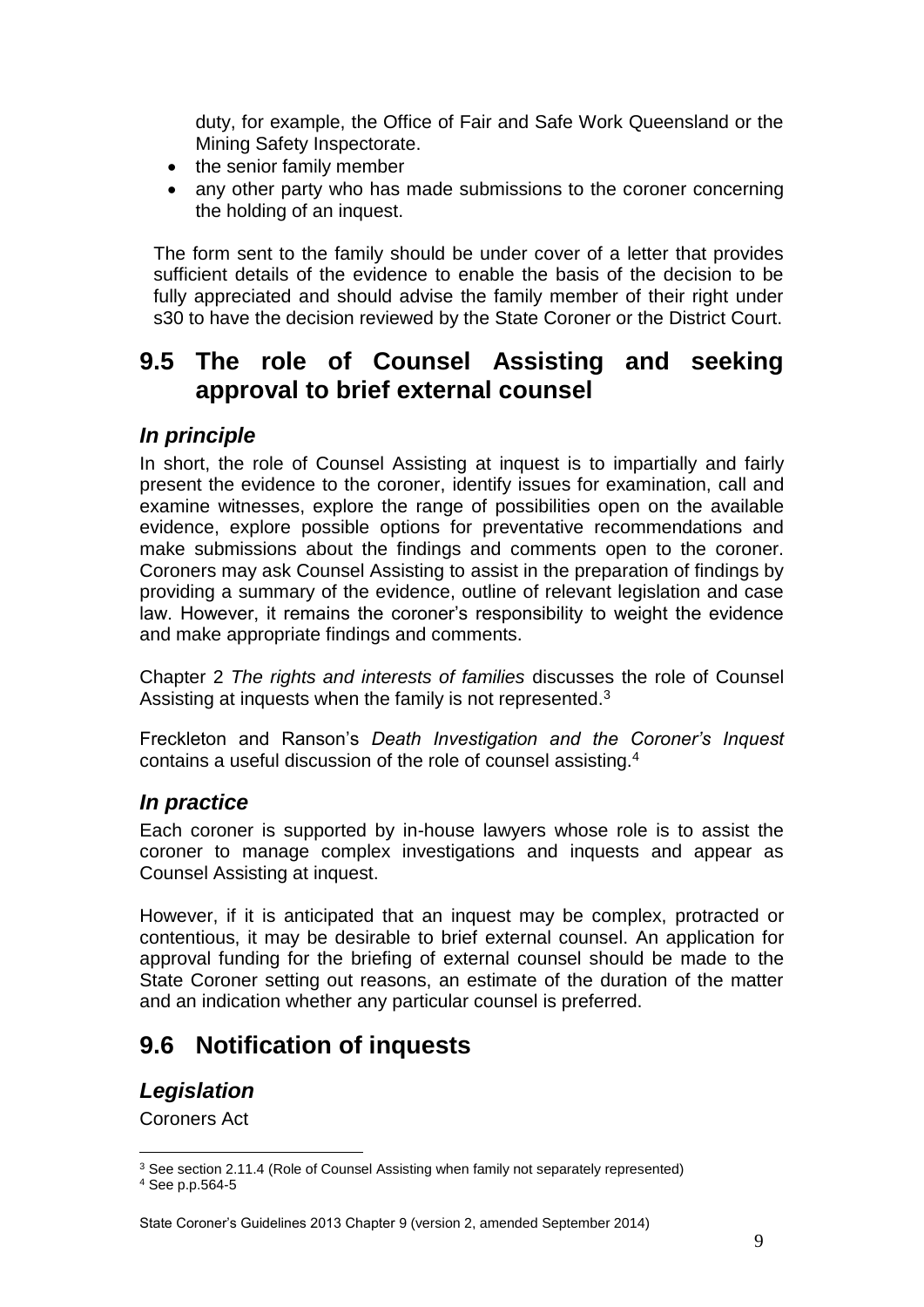duty, for example, the Office of Fair and Safe Work Queensland or the Mining Safety Inspectorate.

- the senior family member
- any other party who has made submissions to the coroner concerning the holding of an inquest.

The form sent to the family should be under cover of a letter that provides sufficient details of the evidence to enable the basis of the decision to be fully appreciated and should advise the family member of their right under s30 to have the decision reviewed by the State Coroner or the District Court.

## 9.5 The role of Counsel Assisting and seeking approval to brief external counsel

### *In principle*

In short, the role of Counsel Assisting at inquest is to impartially and fairly present the evidence to the coroner, identify issues for examination, call and examine witnesses, explore the range of possibilities open on the available evidence, explore possible options for preventative recommendations and make submissions about the findings and comments open to the coroner. Coroners may ask Counsel Assisting to assist in the preparation of findings by providing a summary of the evidence, outline of relevant legislation and case law. However, it remains the coroner's responsibility to weight the evidence and make appropriate findings and comments.

Chapter 2 *The rights and interests of families* discusses the role of Counsel Assisting at inquests when the family is not represented.[3]

Freckleton and Ranson's *Death Investigation and the Coroner's Inquest* contains a useful discussion of the role of counsel assisting.[4]

### *In practice*

Each coroner is supported by in-house lawyers whose role is to assist the coroner to manage complex investigations and inquests and appear as Counsel Assisting at inquest.

However, if it is anticipated that an inquest may be complex, protracted or contentious, it may be desirable to brief external counsel. An application for approval funding for the briefing of external counsel should be made to the State Coroner setting out reasons, an estimate of the duration of the matter and an indication whether any particular counsel is preferred.

## 9.6 Notification of inquests

### *Legislation*

Coroners Act

---

[3] See section 2.11.4 (Role of Counsel Assisting when family not separately represented)

[4] See p.p.564-5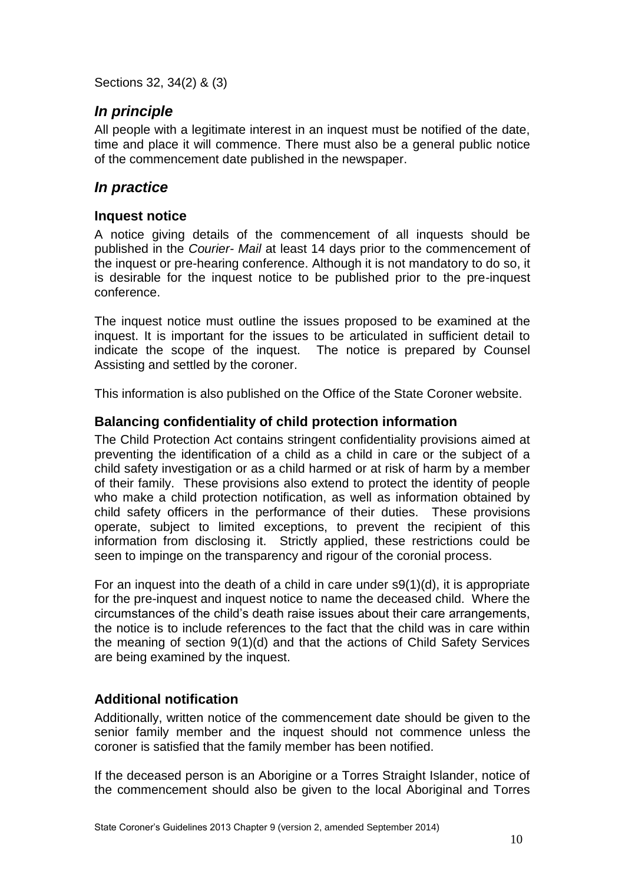Sections 32, 34(2) & (3)

## *In principle*

All people with a legitimate interest in an inquest must be notified of the date, time and place it will commence. There must also be a general public notice of the commencement date published in the newspaper.

## *In practice*

### Inquest notice

A notice giving details of the commencement of all inquests should be published in the *Courier- Mail* at least 14 days prior to the commencement of the inquest or pre-hearing conference. Although it is not mandatory to do so, it is desirable for the inquest notice to be published prior to the pre-inquest conference.

The inquest notice must outline the issues proposed to be examined at the inquest. It is important for the issues to be articulated in sufficient detail to indicate the scope of the inquest. The notice is prepared by Counsel Assisting and settled by the coroner.

This information is also published on the Office of the State Coroner website.

### Balancing confidentiality of child protection information

The Child Protection Act contains stringent confidentiality provisions aimed at preventing the identification of a child as a child in care or the subject of a child safety investigation or as a child harmed or at risk of harm by a member of their family. These provisions also extend to protect the identity of people who make a child protection notification, as well as information obtained by child safety officers in the performance of their duties. These provisions operate, subject to limited exceptions, to prevent the recipient of this information from disclosing it. Strictly applied, these restrictions could be seen to impinge on the transparency and rigour of the coronial process.

For an inquest into the death of a child in care under s9(1)(d), it is appropriate for the pre-inquest and inquest notice to name the deceased child. Where the circumstances of the child's death raise issues about their care arrangements, the notice is to include references to the fact that the child was in care within the meaning of section 9(1)(d) and that the actions of Child Safety Services are being examined by the inquest.

### Additional notification

Additionally, written notice of the commencement date should be given to the senior family member and the inquest should not commence unless the coroner is satisfied that the family member has been notified.

If the deceased person is an Aborigine or a Torres Straight Islander, notice of the commencement should also be given to the local Aboriginal and Torres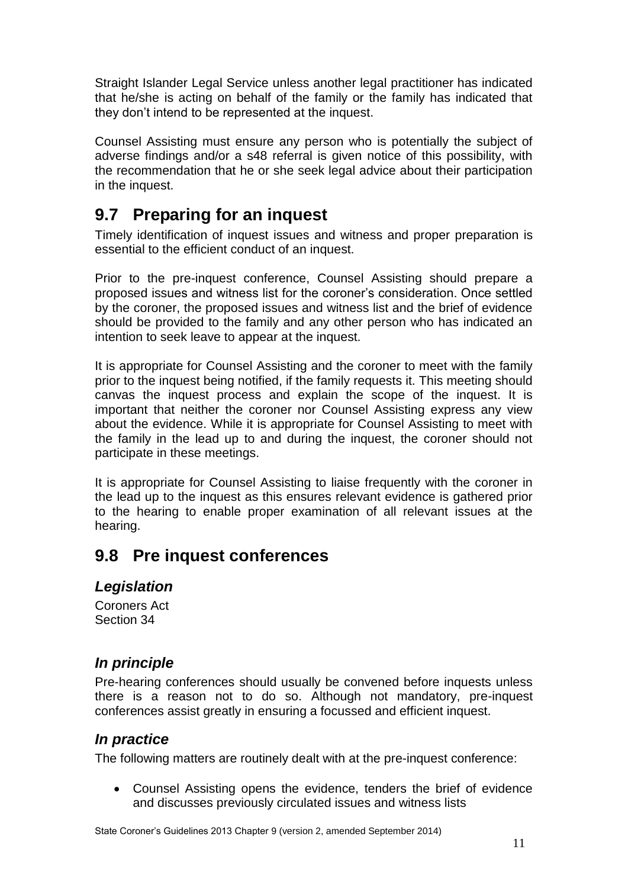Straight Islander Legal Service unless another legal practitioner has indicated that he/she is acting on behalf of the family or the family has indicated that they don't intend to be represented at the inquest.

Counsel Assisting must ensure any person who is potentially the subject of adverse findings and/or a s48 referral is given notice of this possibility, with the recommendation that he or she seek legal advice about their participation in the inquest.

## 9.7 Preparing for an inquest

Timely identification of inquest issues and witness and proper preparation is essential to the efficient conduct of an inquest.

Prior to the pre-inquest conference, Counsel Assisting should prepare a proposed issues and witness list for the coroner's consideration. Once settled by the coroner, the proposed issues and witness list and the brief of evidence should be provided to the family and any other person who has indicated an intention to seek leave to appear at the inquest.

It is appropriate for Counsel Assisting and the coroner to meet with the family prior to the inquest being notified, if the family requests it. This meeting should canvas the inquest process and explain the scope of the inquest. It is important that neither the coroner nor Counsel Assisting express any view about the evidence. While it is appropriate for Counsel Assisting to meet with the family in the lead up to and during the inquest, the coroner should not participate in these meetings.

It is appropriate for Counsel Assisting to liaise frequently with the coroner in the lead up to the inquest as this ensures relevant evidence is gathered prior to the hearing to enable proper examination of all relevant issues at the hearing.

## 9.8 Pre inquest conferences

### *Legislation*

Coroners Act
Section 34

### *In principle*

Pre-hearing conferences should usually be convened before inquests unless there is a reason not to do so. Although not mandatory, pre-inquest conferences assist greatly in ensuring a focussed and efficient inquest.

### *In practice*

The following matters are routinely dealt with at the pre-inquest conference:

- Counsel Assisting opens the evidence, tenders the brief of evidence and discusses previously circulated issues and witness lists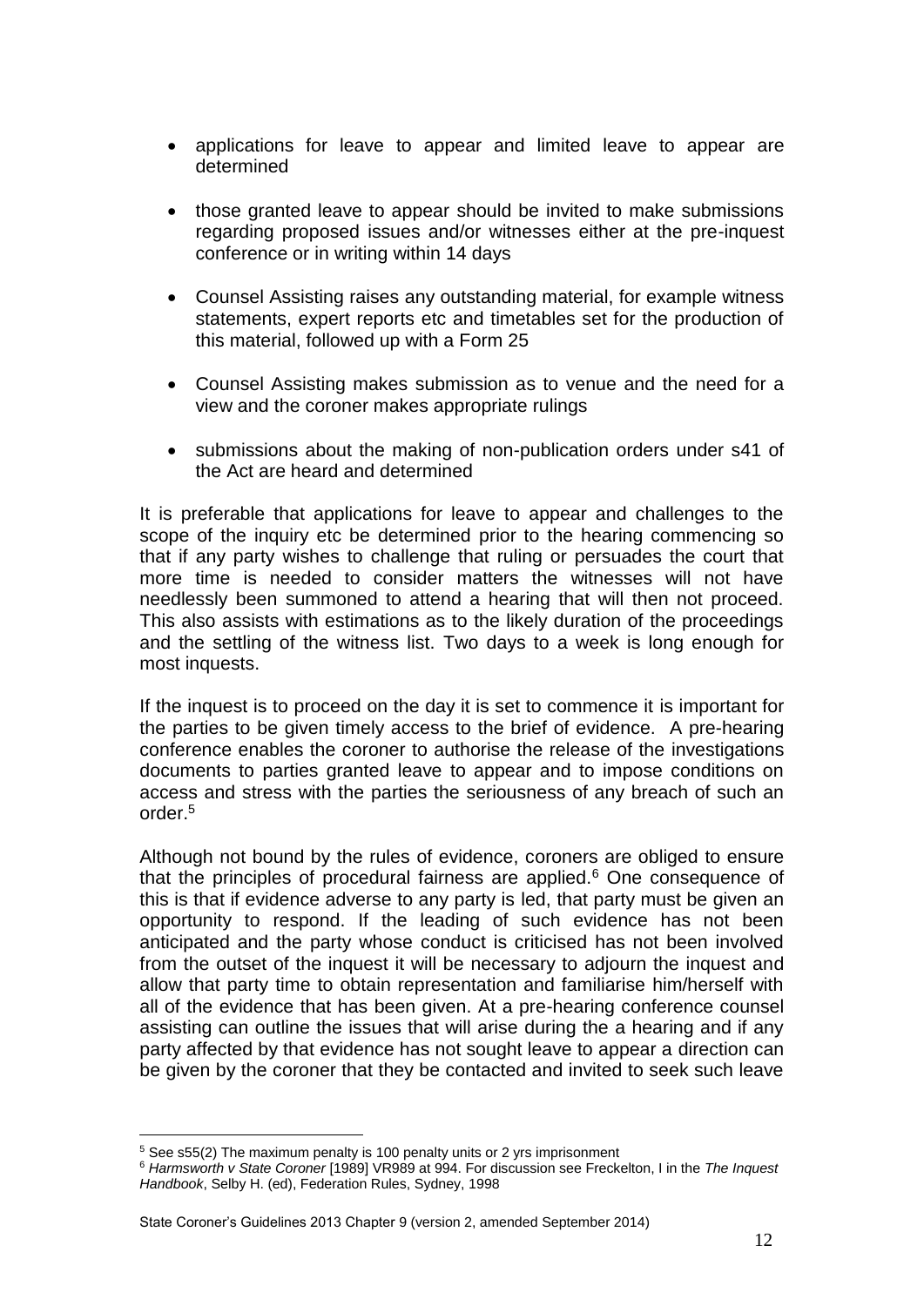- applications for leave to appear and limited leave to appear are determined
- those granted leave to appear should be invited to make submissions regarding proposed issues and/or witnesses either at the pre-inquest conference or in writing within 14 days
- Counsel Assisting raises any outstanding material, for example witness statements, expert reports etc and timetables set for the production of this material, followed up with a Form 25
- Counsel Assisting makes submission as to venue and the need for a view and the coroner makes appropriate rulings
- submissions about the making of non-publication orders under s41 of the Act are heard and determined

It is preferable that applications for leave to appear and challenges to the scope of the inquiry etc be determined prior to the hearing commencing so that if any party wishes to challenge that ruling or persuades the court that more time is needed to consider matters the witnesses will not have needlessly been summoned to attend a hearing that will then not proceed. This also assists with estimations as to the likely duration of the proceedings and the settling of the witness list. Two days to a week is long enough for most inquests.

If the inquest is to proceed on the day it is set to commence it is important for the parties to be given timely access to the brief of evidence. A pre-hearing conference enables the coroner to authorise the release of the investigations documents to parties granted leave to appear and to impose conditions on access and stress with the parties the seriousness of any breach of such an order.[5]

Although not bound by the rules of evidence, coroners are obliged to ensure that the principles of procedural fairness are applied.[6] One consequence of this is that if evidence adverse to any party is led, that party must be given an opportunity to respond. If the leading of such evidence has not been anticipated and the party whose conduct is criticised has not been involved from the outset of the inquest it will be necessary to adjourn the inquest and allow that party time to obtain representation and familiarise him/herself with all of the evidence that has been given. At a pre-hearing conference counsel assisting can outline the issues that will arise during the a hearing and if any party affected by that evidence has not sought leave to appear a direction can be given by the coroner that they be contacted and invited to seek such leave

---

[5] See s55(2) The maximum penalty is 100 penalty units or 2 yrs imprisonment

[6] *Harmsworth v State Coroner* [1989] VR989 at 994. For discussion see Freckelton, I in the *The Inquest Handbook*, Selby H. (ed), Federation Rules, Sydney, 1998

State Coroner's Guidelines 2013 Chapter 9 (version 2, amended September 2014)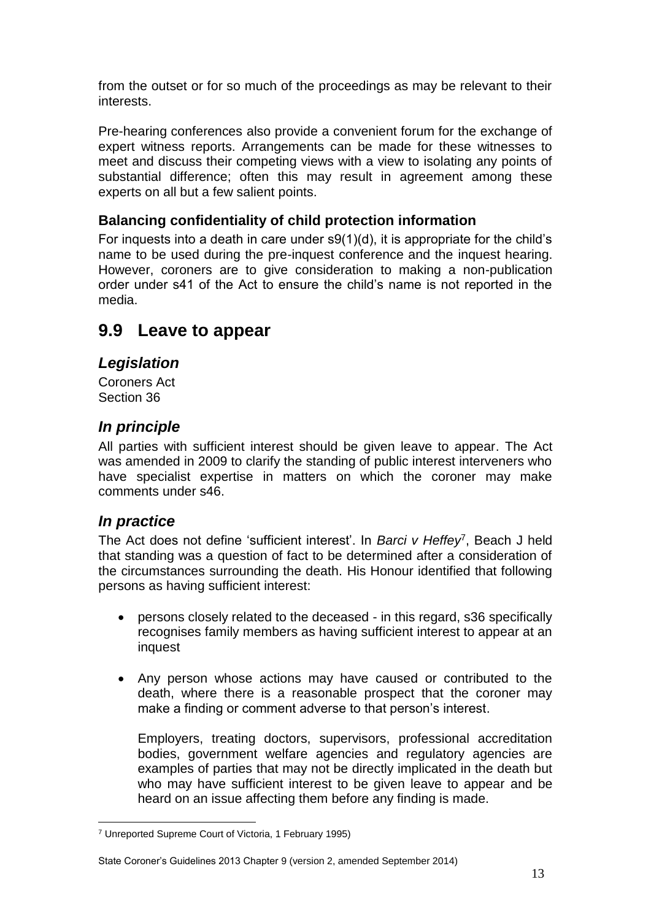from the outset or for so much of the proceedings as may be relevant to their interests.

Pre-hearing conferences also provide a convenient forum for the exchange of expert witness reports. Arrangements can be made for these witnesses to meet and discuss their competing views with a view to isolating any points of substantial difference; often this may result in agreement among these experts on all but a few salient points.

### Balancing confidentiality of child protection information

For inquests into a death in care under s9(1)(d), it is appropriate for the child's name to be used during the pre-inquest conference and the inquest hearing. However, coroners are to give consideration to making a non-publication order under s41 of the Act to ensure the child's name is not reported in the media.

## 9.9 Leave to appear

### *Legislation*

Coroners Act
Section 36

### *In principle*

All parties with sufficient interest should be given leave to appear. The Act was amended in 2009 to clarify the standing of public interest interveners who have specialist expertise in matters on which the coroner may make comments under s46.

### *In practice*

The Act does not define 'sufficient interest'. In *Barci v Heffey*[7], Beach J held that standing was a question of fact to be determined after a consideration of the circumstances surrounding the death. His Honour identified that following persons as having sufficient interest:

- persons closely related to the deceased - in this regard, s36 specifically recognises family members as having sufficient interest to appear at an inquest

- Any person whose actions may have caused or contributed to the death, where there is a reasonable prospect that the coroner may make a finding or comment adverse to that person's interest.

  Employers, treating doctors, supervisors, professional accreditation bodies, government welfare agencies and regulatory agencies are examples of parties that may not be directly implicated in the death but who may have sufficient interest to be given leave to appear and be heard on an issue affecting them before any finding is made.

[7] Unreported Supreme Court of Victoria, 1 February 1995)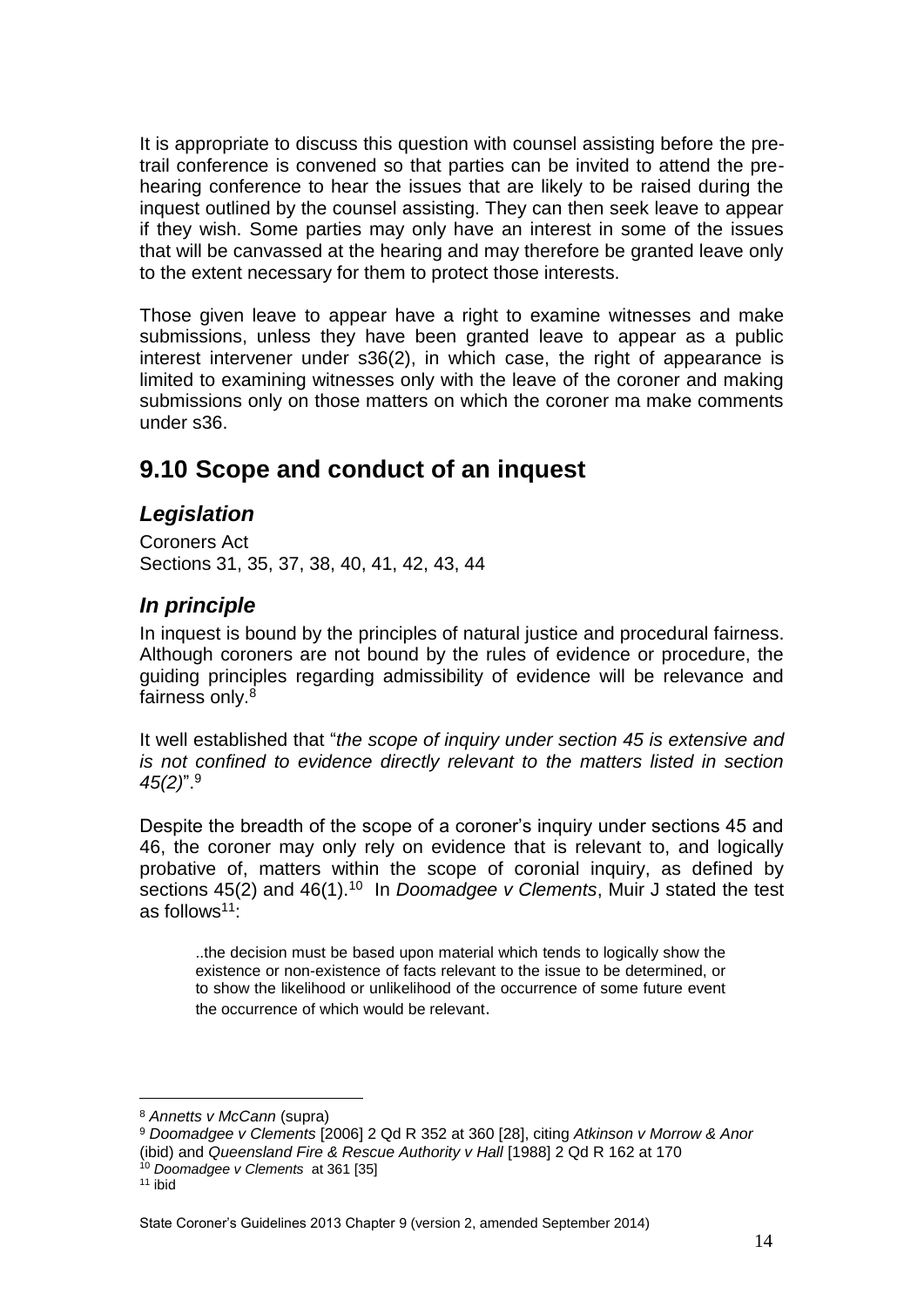It is appropriate to discuss this question with counsel assisting before the pre-trail conference is convened so that parties can be invited to attend the pre-hearing conference to hear the issues that are likely to be raised during the inquest outlined by the counsel assisting. They can then seek leave to appear if they wish. Some parties may only have an interest in some of the issues that will be canvassed at the hearing and may therefore be granted leave only to the extent necessary for them to protect those interests.

Those given leave to appear have a right to examine witnesses and make submissions, unless they have been granted leave to appear as a public interest intervener under s36(2), in which case, the right of appearance is limited to examining witnesses only with the leave of the coroner and making submissions only on those matters on which the coroner ma make comments under s36.

## 9.10 Scope and conduct of an inquest

### *Legislation*

Coroners Act
Sections 31, 35, 37, 38, 40, 41, 42, 43, 44

### *In principle*

In inquest is bound by the principles of natural justice and procedural fairness. Although coroners are not bound by the rules of evidence or procedure, the guiding principles regarding admissibility of evidence will be relevance and fairness only.[8]

It well established that "*the scope of inquiry under section 45 is extensive and is not confined to evidence directly relevant to the matters listed in section 45(2)*".[9]

Despite the breadth of the scope of a coroner's inquiry under sections 45 and 46, the coroner may only rely on evidence that is relevant to, and logically probative of, matters within the scope of coronial inquiry, as defined by sections 45(2) and 46(1).[10] In *Doomadgee v Clements*, Muir J stated the test as follows[11]:

> ..the decision must be based upon material which tends to logically show the existence or non-existence of facts relevant to the issue to be determined, or to show the likelihood or unlikelihood of the occurrence of some future event the occurrence of which would be relevant.

---

[8] *Annetts v McCann* (supra)

[9] *Doomadgee v Clements* [2006] 2 Qd R 352 at 360 [28], citing *Atkinson v Morrow & Anor* (ibid) and *Queensland Fire & Rescue Authority v Hall* [1988] 2 Qd R 162 at 170

[10] *Doomadgee v Clements* at 361 [35]

[11] ibid

State Coroner's Guidelines 2013 Chapter 9 (version 2, amended September 2014)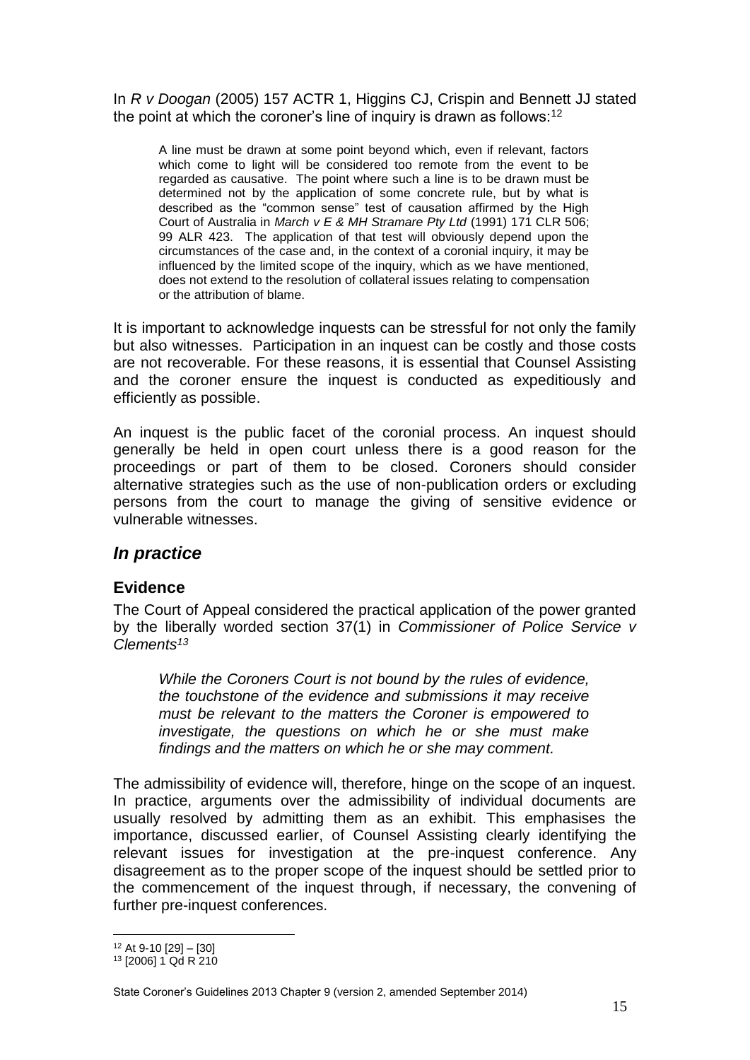In *R v Doogan* (2005) 157 ACTR 1, Higgins CJ, Crispin and Bennett JJ stated the point at which the coroner's line of inquiry is drawn as follows:[12]

> A line must be drawn at some point beyond which, even if relevant, factors which come to light will be considered too remote from the event to be regarded as causative. The point where such a line is to be drawn must be determined not by the application of some concrete rule, but by what is described as the "common sense" test of causation affirmed by the High Court of Australia in *March v E & MH Stramare Pty Ltd* (1991) 171 CLR 506; 99 ALR 423. The application of that test will obviously depend upon the circumstances of the case and, in the context of a coronial inquiry, it may be influenced by the limited scope of the inquiry, which as we have mentioned, does not extend to the resolution of collateral issues relating to compensation or the attribution of blame.

It is important to acknowledge inquests can be stressful for not only the family but also witnesses. Participation in an inquest can be costly and those costs are not recoverable. For these reasons, it is essential that Counsel Assisting and the coroner ensure the inquest is conducted as expeditiously and efficiently as possible.

An inquest is the public facet of the coronial process. An inquest should generally be held in open court unless there is a good reason for the proceedings or part of them to be closed. Coroners should consider alternative strategies such as the use of non-publication orders or excluding persons from the court to manage the giving of sensitive evidence or vulnerable witnesses.

## *In practice*

### Evidence

The Court of Appeal considered the practical application of the power granted by the liberally worded section 37(1) in *Commissioner of Police Service v Clements*[13]

> *While the Coroners Court is not bound by the rules of evidence, the touchstone of the evidence and submissions it may receive must be relevant to the matters the Coroner is empowered to investigate, the questions on which he or she must make findings and the matters on which he or she may comment.*

The admissibility of evidence will, therefore, hinge on the scope of an inquest. In practice, arguments over the admissibility of individual documents are usually resolved by admitting them as an exhibit. This emphasises the importance, discussed earlier, of Counsel Assisting clearly identifying the relevant issues for investigation at the pre-inquest conference. Any disagreement as to the proper scope of the inquest should be settled prior to the commencement of the inquest through, if necessary, the convening of further pre-inquest conferences.

---

[12] At 9-10 [29] – [30]

[13] [2006] 1 Qd R 210

State Coroner's Guidelines 2013 Chapter 9 (version 2, amended September 2014)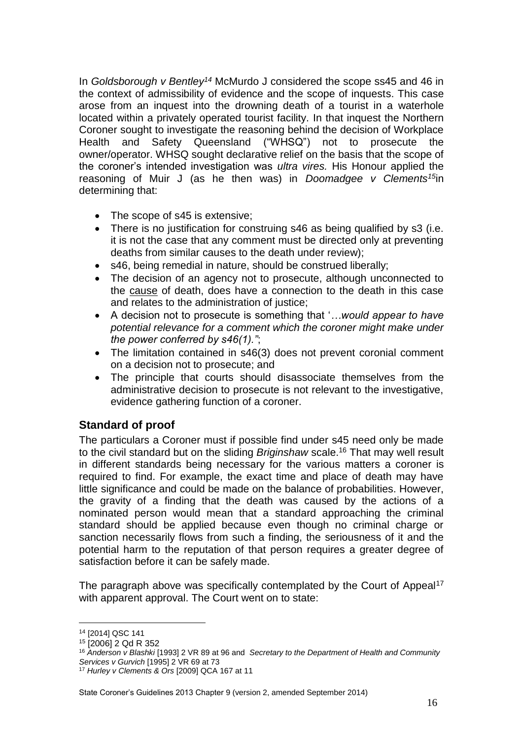In *Goldsborough v Bentley*[14] McMurdo J considered the scope ss45 and 46 in the context of admissibility of evidence and the scope of inquests. This case arose from an inquest into the drowning death of a tourist in a waterhole located within a privately operated tourist facility. In that inquest the Northern Coroner sought to investigate the reasoning behind the decision of Workplace Health and Safety Queensland ("WHSQ") not to prosecute the owner/operator. WHSQ sought declarative relief on the basis that the scope of the coroner's intended investigation was *ultra vires.* His Honour applied the reasoning of Muir J (as he then was) in *Doomadgee v Clements*[15]in determining that:

- The scope of s45 is extensive;
- There is no justification for construing s46 as being qualified by s3 (i.e. it is not the case that any comment must be directed only at preventing deaths from similar causes to the death under review);
- s46, being remedial in nature, should be construed liberally;
- The decision of an agency not to prosecute, although unconnected to the <u>cause</u> of death, does have a connection to the death in this case and relates to the administration of justice;
- A decision not to prosecute is something that '*…would appear to have potential relevance for a comment which the coroner might make under the power conferred by s46(1)."*';
- The limitation contained in s46(3) does not prevent coronial comment on a decision not to prosecute; and
- The principle that courts should disassociate themselves from the administrative decision to prosecute is not relevant to the investigative, evidence gathering function of a coroner.

## Standard of proof

The particulars a Coroner must if possible find under s45 need only be made to the civil standard but on the sliding *Briginshaw* scale.[16] That may well result in different standards being necessary for the various matters a coroner is required to find. For example, the exact time and place of death may have little significance and could be made on the balance of probabilities. However, the gravity of a finding that the death was caused by the actions of a nominated person would mean that a standard approaching the criminal standard should be applied because even though no criminal charge or sanction necessarily flows from such a finding, the seriousness of it and the potential harm to the reputation of that person requires a greater degree of satisfaction before it can be safely made.

The paragraph above was specifically contemplated by the Court of Appeal[17] with apparent approval. The Court went on to state:

---

[14] [2014] QSC 141

[15] [2006] 2 Qd R 352

[16] *Anderson v Blashki* [1993] 2 VR 89 at 96 and *Secretary to the Department of Health and Community Services v Gurvich* [1995] 2 VR 69 at 73

[17] *Hurley v Clements & Ors* [2009] QCA 167 at 11

State Coroner's Guidelines 2013 Chapter 9 (version 2, amended September 2014)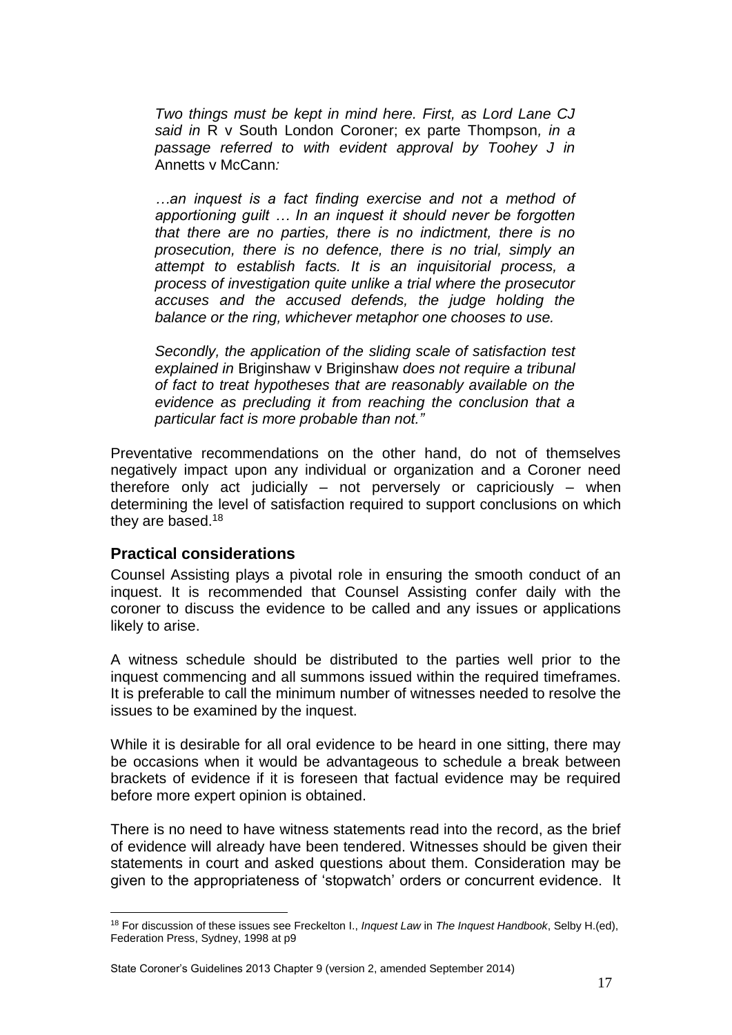> *Two things must be kept in mind here. First, as Lord Lane CJ said in* R v South London Coroner; ex parte Thompson*, in a passage referred to with evident approval by Toohey J in* Annetts v McCann*:*
>
> *…an inquest is a fact finding exercise and not a method of apportioning guilt … In an inquest it should never be forgotten that there are no parties, there is no indictment, there is no prosecution, there is no defence, there is no trial, simply an attempt to establish facts. It is an inquisitorial process, a process of investigation quite unlike a trial where the prosecutor accuses and the accused defends, the judge holding the balance or the ring, whichever metaphor one chooses to use.*
>
> *Secondly, the application of the sliding scale of satisfaction test explained in* Briginshaw v Briginshaw *does not require a tribunal of fact to treat hypotheses that are reasonably available on the evidence as precluding it from reaching the conclusion that a particular fact is more probable than not."*

Preventative recommendations on the other hand, do not of themselves negatively impact upon any individual or organization and a Coroner need therefore only act judicially – not perversely or capriciously – when determining the level of satisfaction required to support conclusions on which they are based.[18]

### Practical considerations

Counsel Assisting plays a pivotal role in ensuring the smooth conduct of an inquest. It is recommended that Counsel Assisting confer daily with the coroner to discuss the evidence to be called and any issues or applications likely to arise.

A witness schedule should be distributed to the parties well prior to the inquest commencing and all summons issued within the required timeframes. It is preferable to call the minimum number of witnesses needed to resolve the issues to be examined by the inquest.

While it is desirable for all oral evidence to be heard in one sitting, there may be occasions when it would be advantageous to schedule a break between brackets of evidence if it is foreseen that factual evidence may be required before more expert opinion is obtained.

There is no need to have witness statements read into the record, as the brief of evidence will already have been tendered. Witnesses should be given their statements in court and asked questions about them. Consideration may be given to the appropriateness of 'stopwatch' orders or concurrent evidence. It

---

[18] For discussion of these issues see Freckelton I., *Inquest Law* in *The Inquest Handbook*, Selby H.(ed), Federation Press, Sydney, 1998 at p9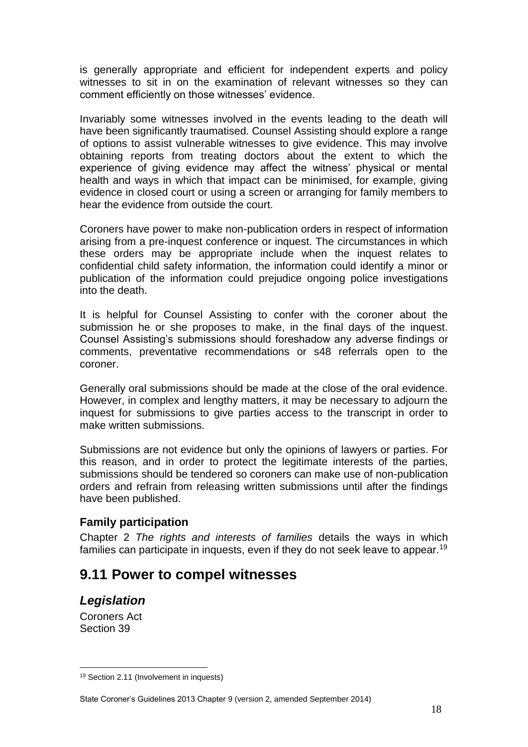is generally appropriate and efficient for independent experts and policy witnesses to sit in on the examination of relevant witnesses so they can comment efficiently on those witnesses' evidence.

Invariably some witnesses involved in the events leading to the death will have been significantly traumatised. Counsel Assisting should explore a range of options to assist vulnerable witnesses to give evidence. This may involve obtaining reports from treating doctors about the extent to which the experience of giving evidence may affect the witness' physical or mental health and ways in which that impact can be minimised, for example, giving evidence in closed court or using a screen or arranging for family members to hear the evidence from outside the court.

Coroners have power to make non-publication orders in respect of information arising from a pre-inquest conference or inquest. The circumstances in which these orders may be appropriate include when the inquest relates to confidential child safety information, the information could identify a minor or publication of the information could prejudice ongoing police investigations into the death.

It is helpful for Counsel Assisting to confer with the coroner about the submission he or she proposes to make, in the final days of the inquest. Counsel Assisting's submissions should foreshadow any adverse findings or comments, preventative recommendations or s48 referrals open to the coroner.

Generally oral submissions should be made at the close of the oral evidence. However, in complex and lengthy matters, it may be necessary to adjourn the inquest for submissions to give parties access to the transcript in order to make written submissions.

Submissions are not evidence but only the opinions of lawyers or parties. For this reason, and in order to protect the legitimate interests of the parties, submissions should be tendered so coroners can make use of non-publication orders and refrain from releasing written submissions until after the findings have been published.

### Family participation

Chapter 2 *The rights and interests of families* details the ways in which families can participate in inquests, even if they do not seek leave to appear.[19]

## 9.11 Power to compel witnesses

### *Legislation*

Coroners Act
Section 39

---

[19] Section 2.11 (Involvement in inquests)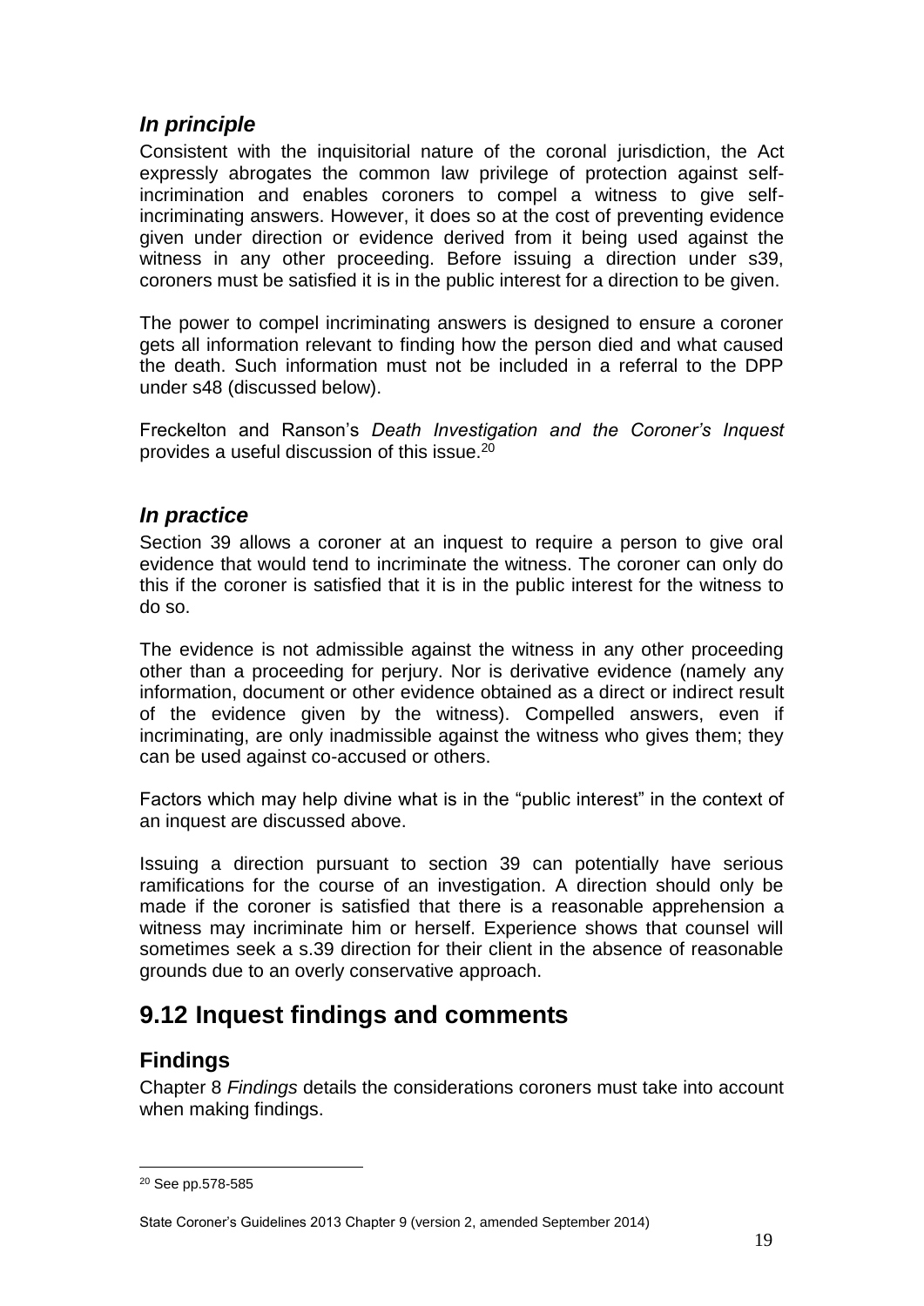### *In principle*

Consistent with the inquisitorial nature of the coronal jurisdiction, the Act expressly abrogates the common law privilege of protection against self-incrimination and enables coroners to compel a witness to give self-incriminating answers. However, it does so at the cost of preventing evidence given under direction or evidence derived from it being used against the witness in any other proceeding. Before issuing a direction under s39, coroners must be satisfied it is in the public interest for a direction to be given.

The power to compel incriminating answers is designed to ensure a coroner gets all information relevant to finding how the person died and what caused the death. Such information must not be included in a referral to the DPP under s48 (discussed below).

Freckelton and Ranson's *Death Investigation and the Coroner's Inquest* provides a useful discussion of this issue.[20]

### *In practice*

Section 39 allows a coroner at an inquest to require a person to give oral evidence that would tend to incriminate the witness. The coroner can only do this if the coroner is satisfied that it is in the public interest for the witness to do so.

The evidence is not admissible against the witness in any other proceeding other than a proceeding for perjury. Nor is derivative evidence (namely any information, document or other evidence obtained as a direct or indirect result of the evidence given by the witness). Compelled answers, even if incriminating, are only inadmissible against the witness who gives them; they can be used against co-accused or others.

Factors which may help divine what is in the "public interest" in the context of an inquest are discussed above.

Issuing a direction pursuant to section 39 can potentially have serious ramifications for the course of an investigation. A direction should only be made if the coroner is satisfied that there is a reasonable apprehension a witness may incriminate him or herself. Experience shows that counsel will sometimes seek a s.39 direction for their client in the absence of reasonable grounds due to an overly conservative approach.

## 9.12 Inquest findings and comments

### Findings

Chapter 8 *Findings* details the considerations coroners must take into account when making findings.

---

[20] See pp.578-585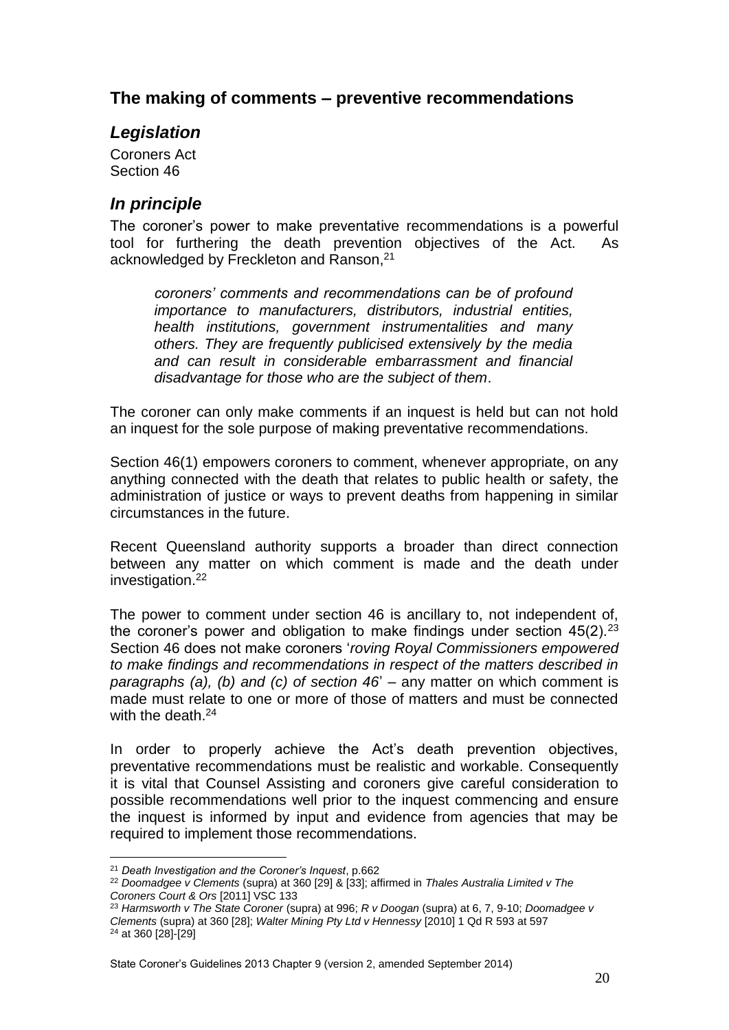## The making of comments – preventive recommendations

### *Legislation*

Coroners Act
Section 46

### *In principle*

The coroner's power to make preventative recommendations is a powerful tool for furthering the death prevention objectives of the Act. As acknowledged by Freckleton and Ranson,[21]

> *coroners' comments and recommendations can be of profound importance to manufacturers, distributors, industrial entities, health institutions, government instrumentalities and many others. They are frequently publicised extensively by the media and can result in considerable embarrassment and financial disadvantage for those who are the subject of them*.

The coroner can only make comments if an inquest is held but can not hold an inquest for the sole purpose of making preventative recommendations.

Section 46(1) empowers coroners to comment, whenever appropriate, on any anything connected with the death that relates to public health or safety, the administration of justice or ways to prevent deaths from happening in similar circumstances in the future.

Recent Queensland authority supports a broader than direct connection between any matter on which comment is made and the death under investigation.[22]

The power to comment under section 46 is ancillary to, not independent of, the coroner's power and obligation to make findings under section 45(2).[23] Section 46 does not make coroners '*roving Royal Commissioners empowered to make findings and recommendations in respect of the matters described in paragraphs (a), (b) and (c) of section 46*' – any matter on which comment is made must relate to one or more of those of matters and must be connected with the death.[24]

In order to properly achieve the Act's death prevention objectives, preventative recommendations must be realistic and workable. Consequently it is vital that Counsel Assisting and coroners give careful consideration to possible recommendations well prior to the inquest commencing and ensure the inquest is informed by input and evidence from agencies that may be required to implement those recommendations.

---

[21] *Death Investigation and the Coroner's Inquest*, p.662

[22] *Doomadgee v Clements* (supra) at 360 [29] & [33]; affirmed in *Thales Australia Limited v The Coroners Court & Ors* [2011] VSC 133

[23] *Harmsworth v The State Coroner* (supra) at 996; *R v Doogan* (supra) at 6, 7, 9-10; *Doomadgee v Clements* (supra) at 360 [28]; *Walter Mining Pty Ltd v Hennessy* [2010] 1 Qd R 593 at 597

[24] at 360 [28]-[29]

State Coroner's Guidelines 2013 Chapter 9 (version 2, amended September 2014)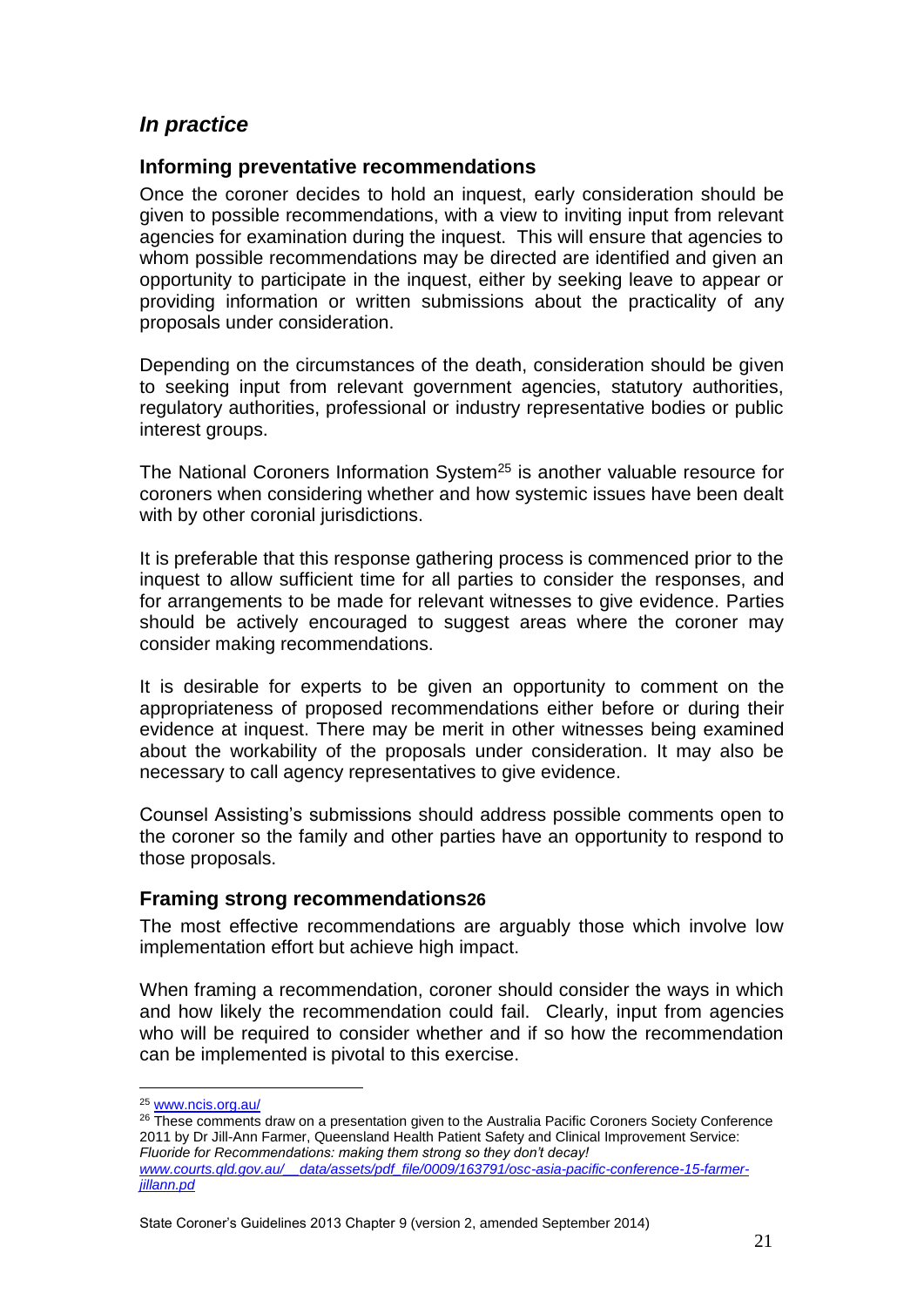## *In practice*

### Informing preventative recommendations

Once the coroner decides to hold an inquest, early consideration should be given to possible recommendations, with a view to inviting input from relevant agencies for examination during the inquest. This will ensure that agencies to whom possible recommendations may be directed are identified and given an opportunity to participate in the inquest, either by seeking leave to appear or providing information or written submissions about the practicality of any proposals under consideration.

Depending on the circumstances of the death, consideration should be given to seeking input from relevant government agencies, statutory authorities, regulatory authorities, professional or industry representative bodies or public interest groups.

The National Coroners Information System[25] is another valuable resource for coroners when considering whether and how systemic issues have been dealt with by other coronial jurisdictions.

It is preferable that this response gathering process is commenced prior to the inquest to allow sufficient time for all parties to consider the responses, and for arrangements to be made for relevant witnesses to give evidence. Parties should be actively encouraged to suggest areas where the coroner may consider making recommendations.

It is desirable for experts to be given an opportunity to comment on the appropriateness of proposed recommendations either before or during their evidence at inquest. There may be merit in other witnesses being examined about the workability of the proposals under consideration. It may also be necessary to call agency representatives to give evidence.

Counsel Assisting's submissions should address possible comments open to the coroner so the family and other parties have an opportunity to respond to those proposals.

### Framing strong recommendations[26]

The most effective recommendations are arguably those which involve low implementation effort but achieve high impact.

When framing a recommendation, coroner should consider the ways in which and how likely the recommendation could fail. Clearly, input from agencies who will be required to consider whether and if so how the recommendation can be implemented is pivotal to this exercise.

---

[25] www.ncis.org.au/

[26] These comments draw on a presentation given to the Australia Pacific Coroners Society Conference 2011 by Dr Jill-Ann Farmer, Queensland Health Patient Safety and Clinical Improvement Service: *Fluoride for Recommendations: making them strong so they don't decay!* *www.courts.qld.gov.au/__data/assets/pdf_file/0009/163791/osc-asia-pacific-conference-15-farmer-jillann.pd*

State Coroner's Guidelines 2013 Chapter 9 (version 2, amended September 2014)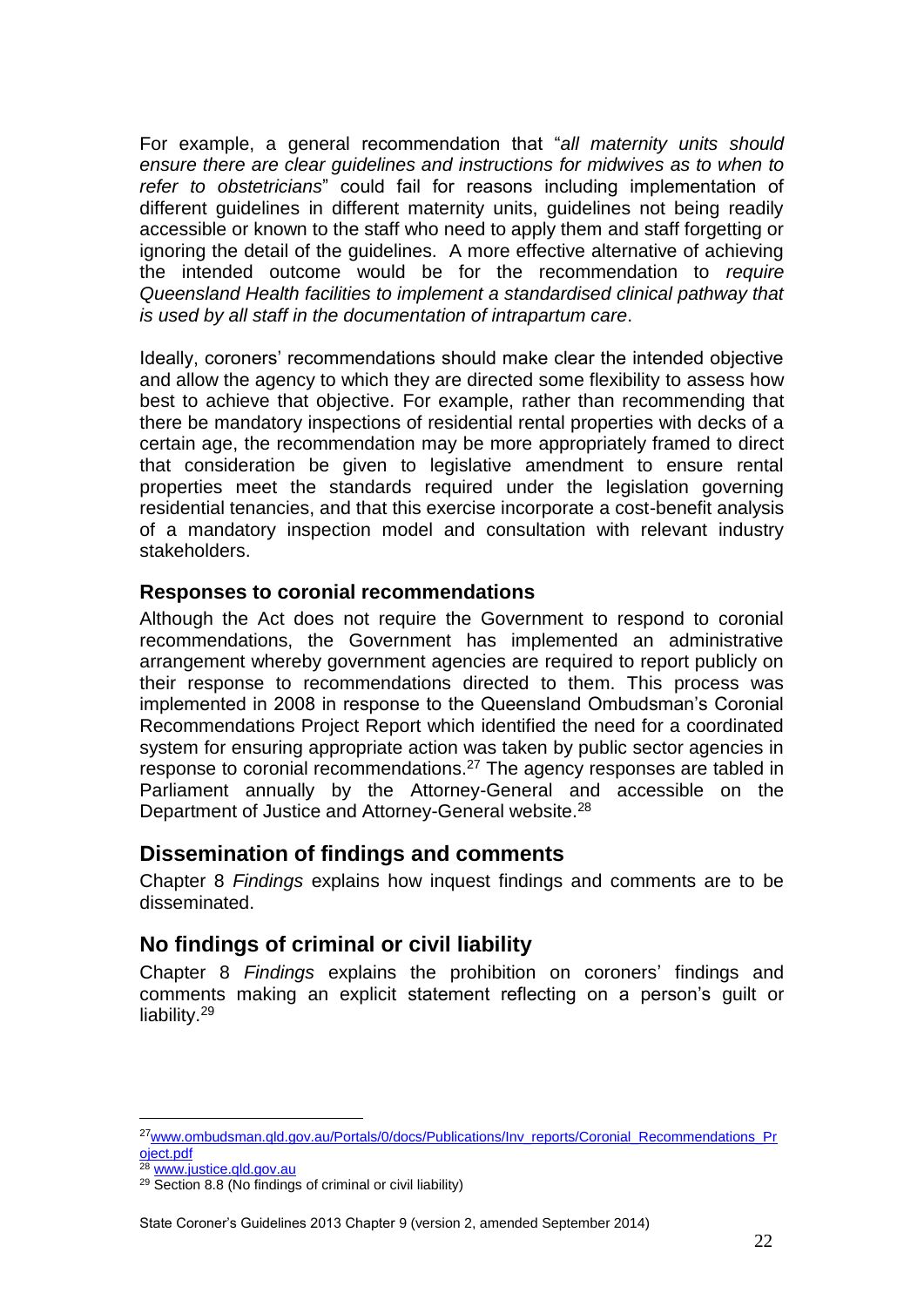For example, a general recommendation that "*all maternity units should ensure there are clear guidelines and instructions for midwives as to when to refer to obstetricians*" could fail for reasons including implementation of different guidelines in different maternity units, guidelines not being readily accessible or known to the staff who need to apply them and staff forgetting or ignoring the detail of the guidelines. A more effective alternative of achieving the intended outcome would be for the recommendation to *require Queensland Health facilities to implement a standardised clinical pathway that is used by all staff in the documentation of intrapartum care*.

Ideally, coroners' recommendations should make clear the intended objective and allow the agency to which they are directed some flexibility to assess how best to achieve that objective. For example, rather than recommending that there be mandatory inspections of residential rental properties with decks of a certain age, the recommendation may be more appropriately framed to direct that consideration be given to legislative amendment to ensure rental properties meet the standards required under the legislation governing residential tenancies, and that this exercise incorporate a cost-benefit analysis of a mandatory inspection model and consultation with relevant industry stakeholders.

### Responses to coronial recommendations

Although the Act does not require the Government to respond to coronial recommendations, the Government has implemented an administrative arrangement whereby government agencies are required to report publicly on their response to recommendations directed to them. This process was implemented in 2008 in response to the Queensland Ombudsman's Coronial Recommendations Project Report which identified the need for a coordinated system for ensuring appropriate action was taken by public sector agencies in response to coronial recommendations.[27] The agency responses are tabled in Parliament annually by the Attorney-General and accessible on the Department of Justice and Attorney-General website.[28]

## Dissemination of findings and comments

Chapter 8 *Findings* explains how inquest findings and comments are to be disseminated.

## No findings of criminal or civil liability

Chapter 8 *Findings* explains the prohibition on coroners' findings and comments making an explicit statement reflecting on a person's guilt or liability.[29]

---

[27] www.ombudsman.qld.gov.au/Portals/0/docs/Publications/Inv_reports/Coronial_Recommendations_Project.pdf

[28] www.justice.qld.gov.au

[29] Section 8.8 (No findings of criminal or civil liability)

State Coroner's Guidelines 2013 Chapter 9 (version 2, amended September 2014)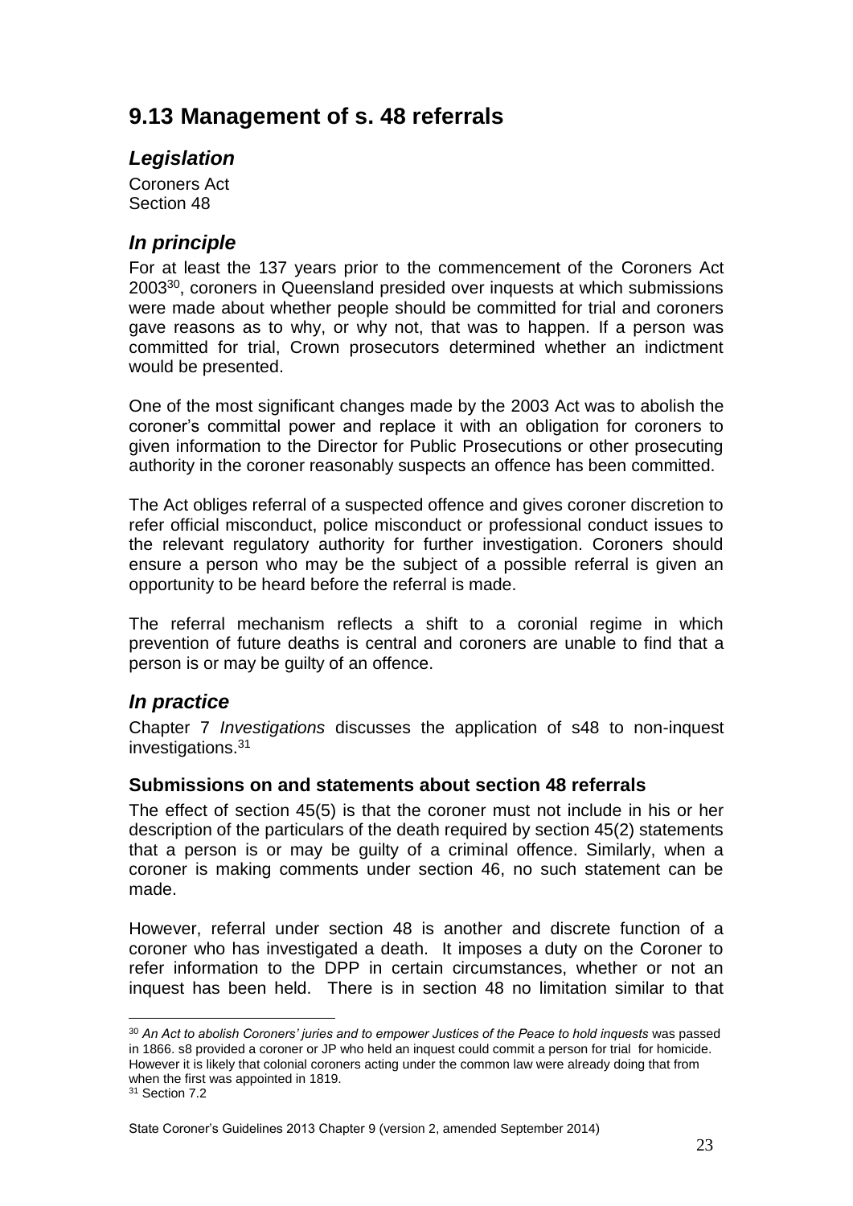## 9.13 Management of s. 48 referrals

### *Legislation*

Coroners Act
Section 48

### *In principle*

For at least the 137 years prior to the commencement of the Coroners Act 2003[30], coroners in Queensland presided over inquests at which submissions were made about whether people should be committed for trial and coroners gave reasons as to why, or why not, that was to happen. If a person was committed for trial, Crown prosecutors determined whether an indictment would be presented.

One of the most significant changes made by the 2003 Act was to abolish the coroner's committal power and replace it with an obligation for coroners to given information to the Director for Public Prosecutions or other prosecuting authority in the coroner reasonably suspects an offence has been committed.

The Act obliges referral of a suspected offence and gives coroner discretion to refer official misconduct, police misconduct or professional conduct issues to the relevant regulatory authority for further investigation. Coroners should ensure a person who may be the subject of a possible referral is given an opportunity to be heard before the referral is made.

The referral mechanism reflects a shift to a coronial regime in which prevention of future deaths is central and coroners are unable to find that a person is or may be guilty of an offence.

### *In practice*

Chapter 7 *Investigations* discusses the application of s48 to non-inquest investigations.[31]

#### Submissions on and statements about section 48 referrals

The effect of section 45(5) is that the coroner must not include in his or her description of the particulars of the death required by section 45(2) statements that a person is or may be guilty of a criminal offence. Similarly, when a coroner is making comments under section 46, no such statement can be made.

However, referral under section 48 is another and discrete function of a coroner who has investigated a death. It imposes a duty on the Coroner to refer information to the DPP in certain circumstances, whether or not an inquest has been held. There is in section 48 no limitation similar to that

---

[30] *An Act to abolish Coroners' juries and to empower Justices of the Peace to hold inquests* was passed in 1866. s8 provided a coroner or JP who held an inquest could commit a person for trial for homicide. However it is likely that colonial coroners acting under the common law were already doing that from when the first was appointed in 1819.

[31] Section 7.2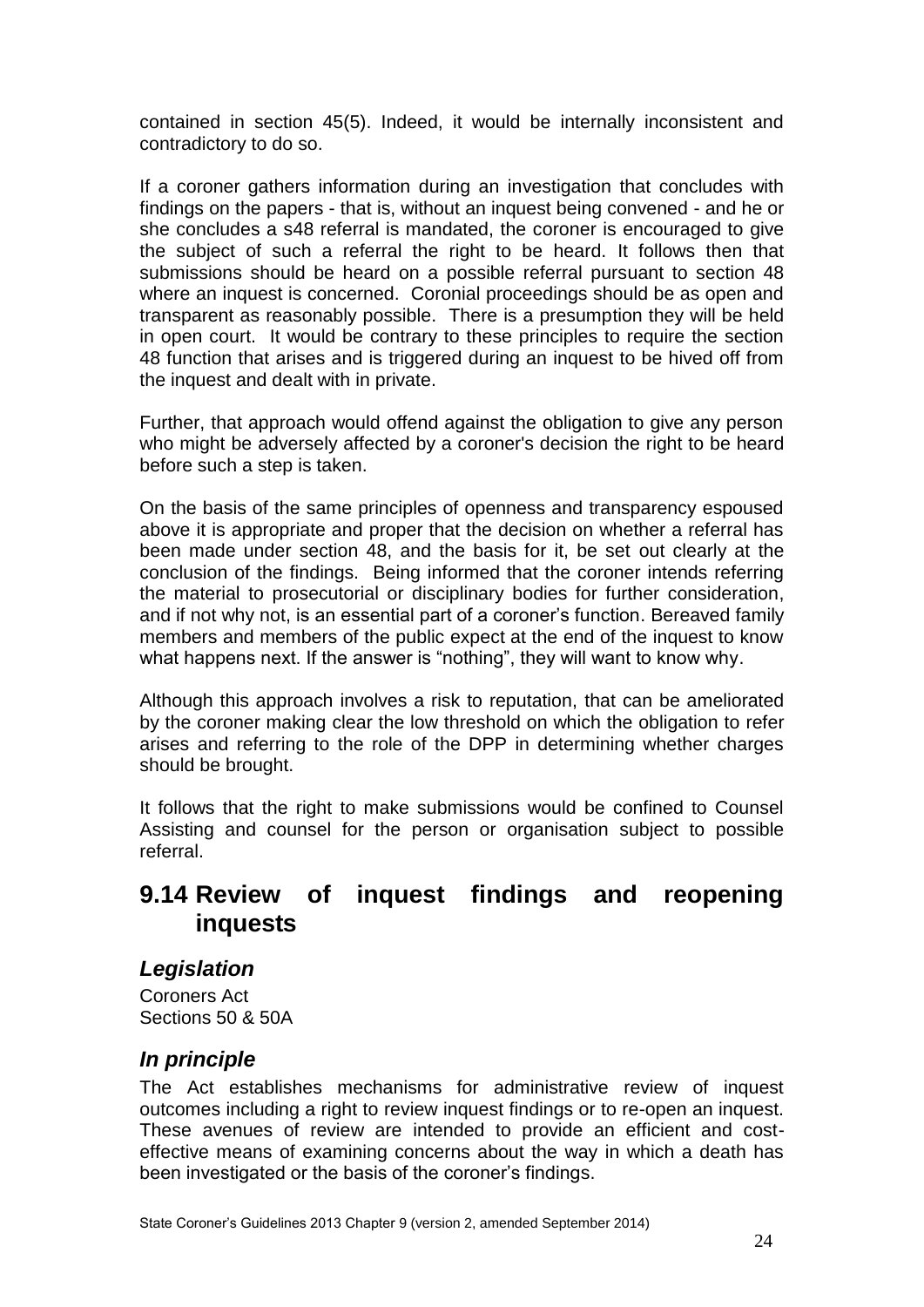contained in section 45(5). Indeed, it would be internally inconsistent and contradictory to do so.

If a coroner gathers information during an investigation that concludes with findings on the papers - that is, without an inquest being convened - and he or she concludes a s48 referral is mandated, the coroner is encouraged to give the subject of such a referral the right to be heard. It follows then that submissions should be heard on a possible referral pursuant to section 48 where an inquest is concerned. Coronial proceedings should be as open and transparent as reasonably possible. There is a presumption they will be held in open court. It would be contrary to these principles to require the section 48 function that arises and is triggered during an inquest to be hived off from the inquest and dealt with in private.

Further, that approach would offend against the obligation to give any person who might be adversely affected by a coroner's decision the right to be heard before such a step is taken.

On the basis of the same principles of openness and transparency espoused above it is appropriate and proper that the decision on whether a referral has been made under section 48, and the basis for it, be set out clearly at the conclusion of the findings. Being informed that the coroner intends referring the material to prosecutorial or disciplinary bodies for further consideration, and if not why not, is an essential part of a coroner's function. Bereaved family members and members of the public expect at the end of the inquest to know what happens next. If the answer is "nothing", they will want to know why.

Although this approach involves a risk to reputation, that can be ameliorated by the coroner making clear the low threshold on which the obligation to refer arises and referring to the role of the DPP in determining whether charges should be brought.

It follows that the right to make submissions would be confined to Counsel Assisting and counsel for the person or organisation subject to possible referral.

## 9.14 Review of inquest findings and reopening inquests

### *Legislation*

Coroners Act
Sections 50 & 50A

### *In principle*

The Act establishes mechanisms for administrative review of inquest outcomes including a right to review inquest findings or to re-open an inquest. These avenues of review are intended to provide an efficient and cost-effective means of examining concerns about the way in which a death has been investigated or the basis of the coroner's findings.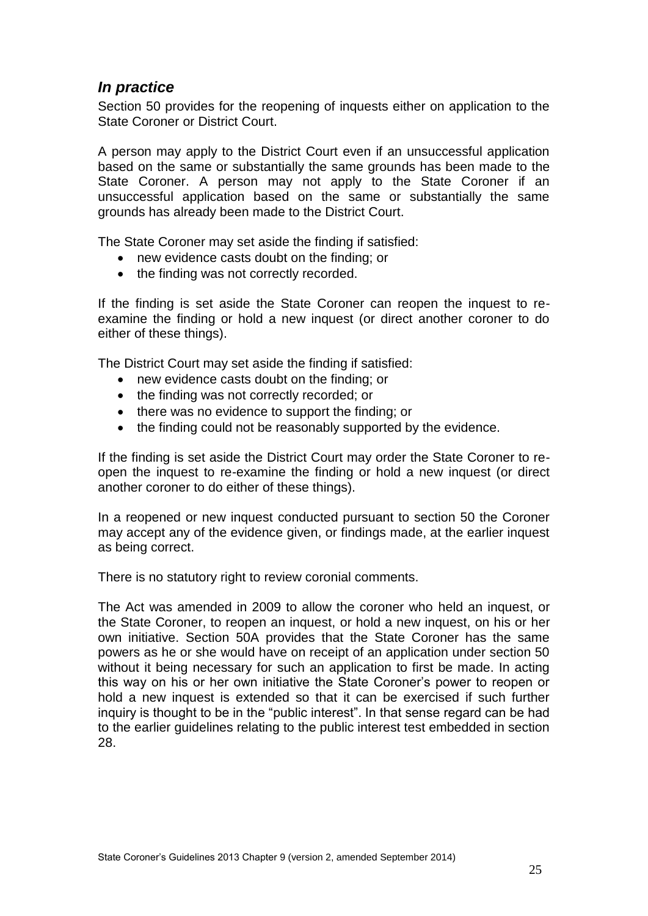## *In practice*

Section 50 provides for the reopening of inquests either on application to the State Coroner or District Court.

A person may apply to the District Court even if an unsuccessful application based on the same or substantially the same grounds has been made to the State Coroner. A person may not apply to the State Coroner if an unsuccessful application based on the same or substantially the same grounds has already been made to the District Court.

The State Coroner may set aside the finding if satisfied:

- new evidence casts doubt on the finding; or
- the finding was not correctly recorded.

If the finding is set aside the State Coroner can reopen the inquest to re-examine the finding or hold a new inquest (or direct another coroner to do either of these things).

The District Court may set aside the finding if satisfied:

- new evidence casts doubt on the finding; or
- the finding was not correctly recorded; or
- there was no evidence to support the finding; or
- the finding could not be reasonably supported by the evidence.

If the finding is set aside the District Court may order the State Coroner to re-open the inquest to re-examine the finding or hold a new inquest (or direct another coroner to do either of these things).

In a reopened or new inquest conducted pursuant to section 50 the Coroner may accept any of the evidence given, or findings made, at the earlier inquest as being correct.

There is no statutory right to review coronial comments.

The Act was amended in 2009 to allow the coroner who held an inquest, or the State Coroner, to reopen an inquest, or hold a new inquest, on his or her own initiative. Section 50A provides that the State Coroner has the same powers as he or she would have on receipt of an application under section 50 without it being necessary for such an application to first be made. In acting this way on his or her own initiative the State Coroner's power to reopen or hold a new inquest is extended so that it can be exercised if such further inquiry is thought to be in the "public interest". In that sense regard can be had to the earlier guidelines relating to the public interest test embedded in section 28.